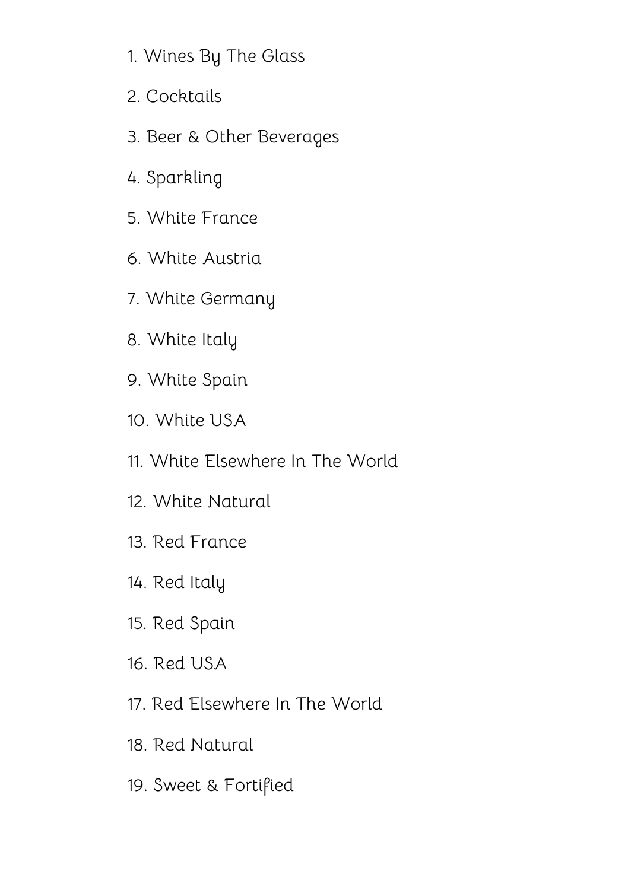1. Wines By The Glass
2. Cocktails
3. Beer & Other Beverages
4. Sparkling
5. White France
6. White Austria
7. White Germany
8. White Italy
9. White Spain
10. White USA
11. White Elsewhere In The World
12. White Natural
13. Red France
14. Red Italy
15. Red Spain
16. Red USA
17. Red Elsewhere In The World
18. Red Natural
19. Sweet & Fortified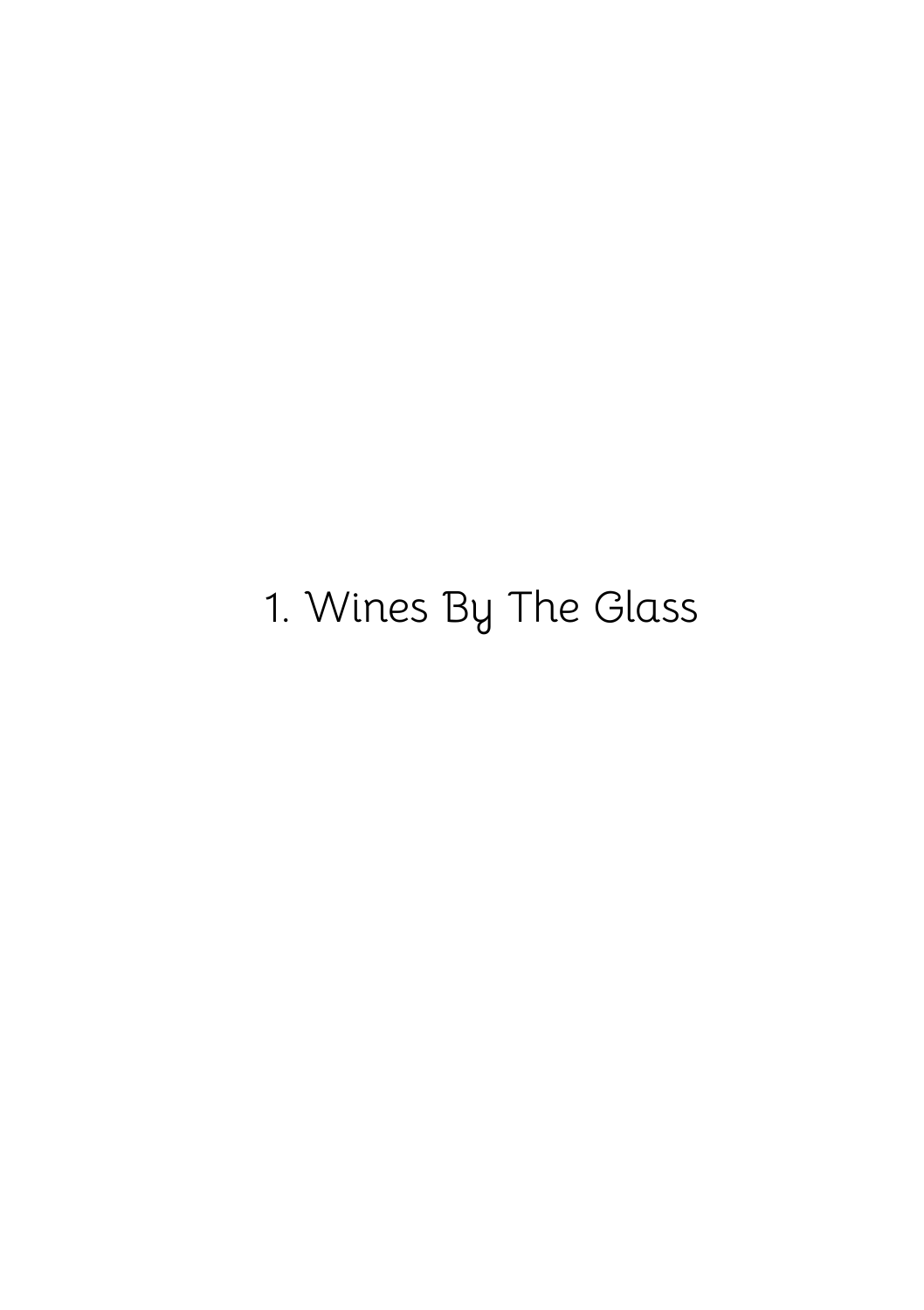# 1. Wines By The Glass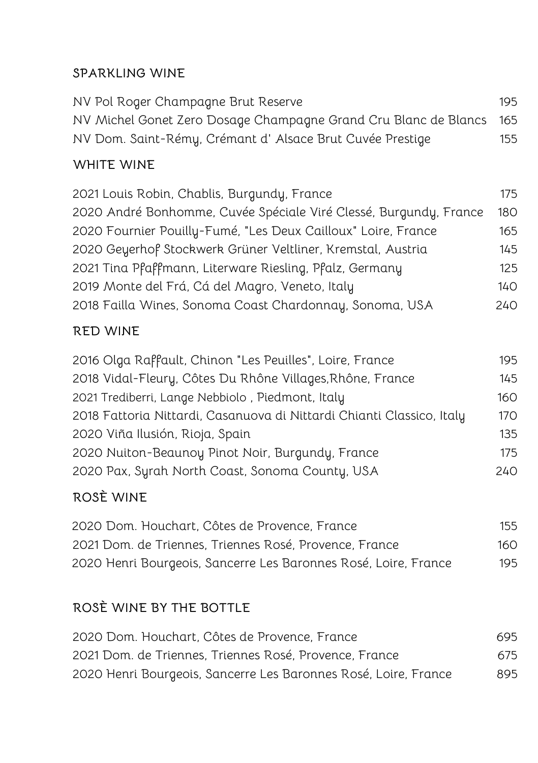## SPARKLING WINE

| | |
|---|---|
| NV Pol Roger Champagne Brut Reserve | 195 |
| NV Michel Gonet Zero Dosage Champagne Grand Cru Blanc de Blancs | 165 |
| NV Dom. Saint-Rémy, Crémant d' Alsace Brut Cuvée Prestige | 155 |

## WHITE WINE

| | |
|---|---|
| 2021 Louis Robin, Chablis, Burgundy, France | 175 |
| 2020 André Bonhomme, Cuvée Spéciale Viré Clessé, Burgundy, France | 180 |
| 2020 Fournier Pouilly-Fumé, "Les Deux Cailloux" Loire, France | 165 |
| 2020 Geyerhof Stockwerk Grüner Veltliner, Kremstal, Austria | 145 |
| 2021 Tina Pfaffmann, Literware Riesling, Pfalz, Germany | 125 |
| 2019 Monte del Frá, Cá del Magro, Veneto, Italy | 140 |
| 2018 Failla Wines, Sonoma Coast Chardonnay, Sonoma, USA | 240 |

## RED WINE

| | |
|---|---|
| 2016 Olga Raffault, Chinon "Les Peuilles", Loire, France | 195 |
| 2018 Vidal-Fleury, Côtes Du Rhône Villages,Rhône, France | 145 |
| 2021 Trediberri, Lange Nebbiolo , Piedmont, Italy | 160 |
| 2018 Fattoria Nittardi, Casanuova di Nittardi Chianti Classico, Italy | 170 |
| 2020 Viña Ilusión, Rioja, Spain | 135 |
| 2020 Nuiton-Beaunoy Pinot Noir, Burgundy, France | 175 |
| 2020 Pax, Syrah North Coast, Sonoma County, USA | 240 |

## ROSÈ WINE

| | |
|---|---|
| 2020 Dom. Houchart, Côtes de Provence, France | 155 |
| 2021 Dom. de Triennes, Triennes Rosé, Provence, France | 160 |
| 2020 Henri Bourgeois, Sancerre Les Baronnes Rosé, Loire, France | 195 |

## ROSÈ WINE BY THE BOTTLE

| | |
|---|---|
| 2020 Dom. Houchart, Côtes de Provence, France | 695 |
| 2021 Dom. de Triennes, Triennes Rosé, Provence, France | 675 |
| 2020 Henri Bourgeois, Sancerre Les Baronnes Rosé, Loire, France | 895 |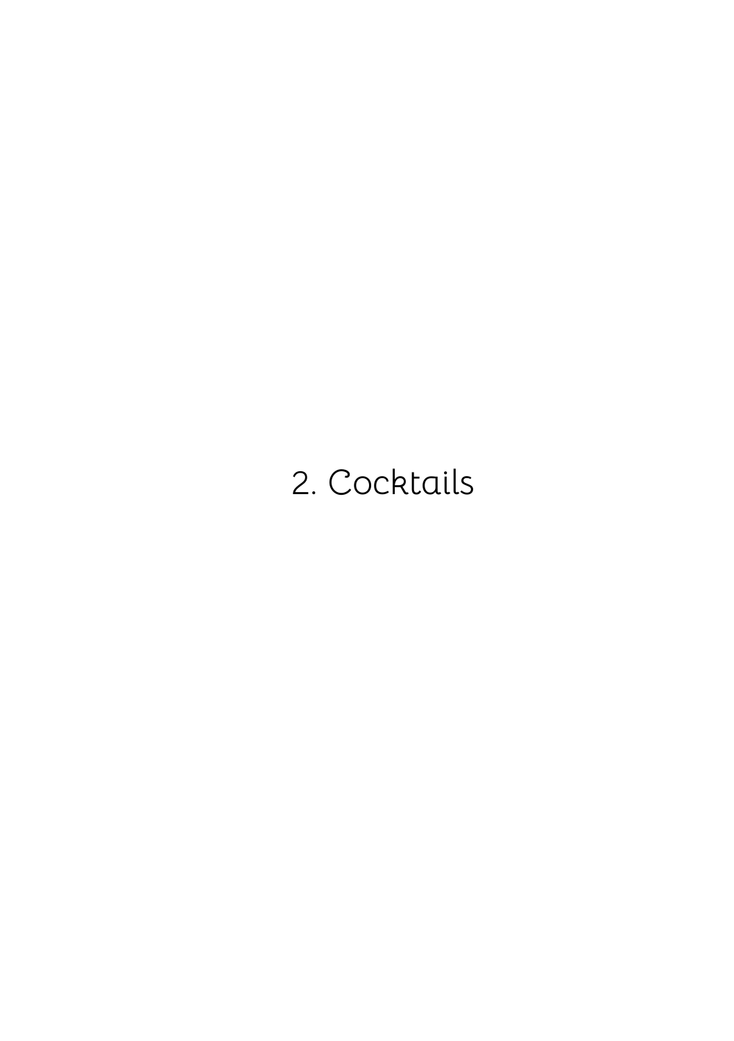# 2. Cocktails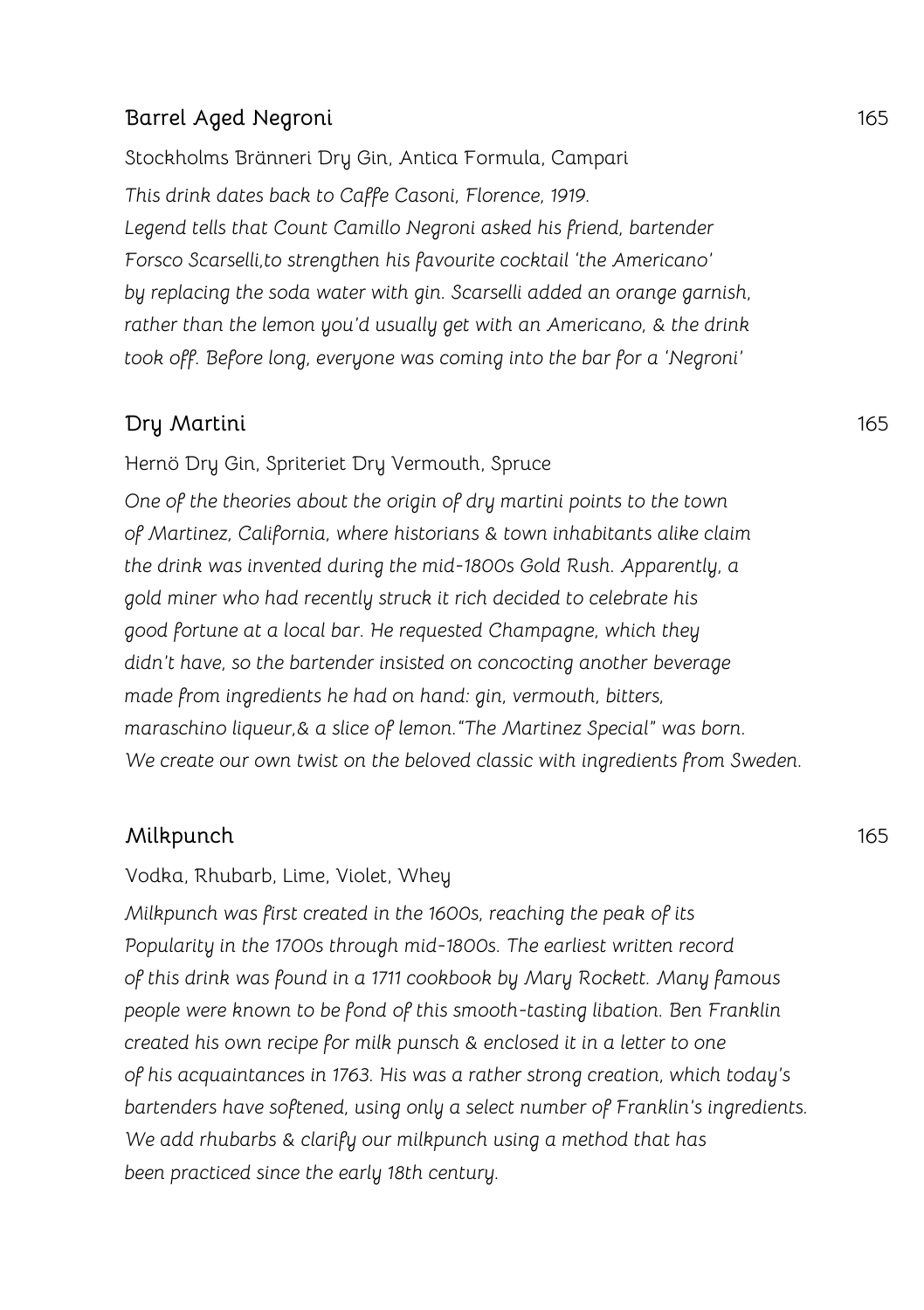## Barrel Aged Negroni 165

Stockholms Bränneri Dry Gin, Antica Formula, Campari

*This drink dates back to Caffe Casoni, Florence, 1919.*
*Legend tells that Count Camillo Negroni asked his friend, bartender Forsco Scarselli,to strengthen his favourite cocktail 'the Americano' by replacing the soda water with gin. Scarselli added an orange garnish, rather than the lemon you'd usually get with an Americano, & the drink took off. Before long, everyone was coming into the bar for a 'Negroni'*

## Dry Martini 165

Hernö Dry Gin, Spriteriet Dry Vermouth, Spruce

*One of the theories about the origin of dry martini points to the town of Martinez, California, where historians & town inhabitants alike claim the drink was invented during the mid-1800s Gold Rush. Apparently, a gold miner who had recently struck it rich decided to celebrate his good fortune at a local bar. He requested Champagne, which they didn't have, so the bartender insisted on concocting another beverage made from ingredients he had on hand: gin, vermouth, bitters, maraschino liqueur,& a slice of lemon."The Martinez Special" was born. We create our own twist on the beloved classic with ingredients from Sweden.*

## Milkpunch 165

Vodka, Rhubarb, Lime, Violet, Whey

*Milkpunch was first created in the 1600s, reaching the peak of its Popularity in the 1700s through mid-1800s. The earliest written record of this drink was found in a 1711 cookbook by Mary Rockett. Many famous people were known to be fond of this smooth-tasting libation. Ben Franklin created his own recipe for milk punsch & enclosed it in a letter to one of his acquaintances in 1763. His was a rather strong creation, which today's bartenders have softened, using only a select number of Franklin's ingredients. We add rhubarbs & clarify our milkpunch using a method that has been practiced since the early 18th century.*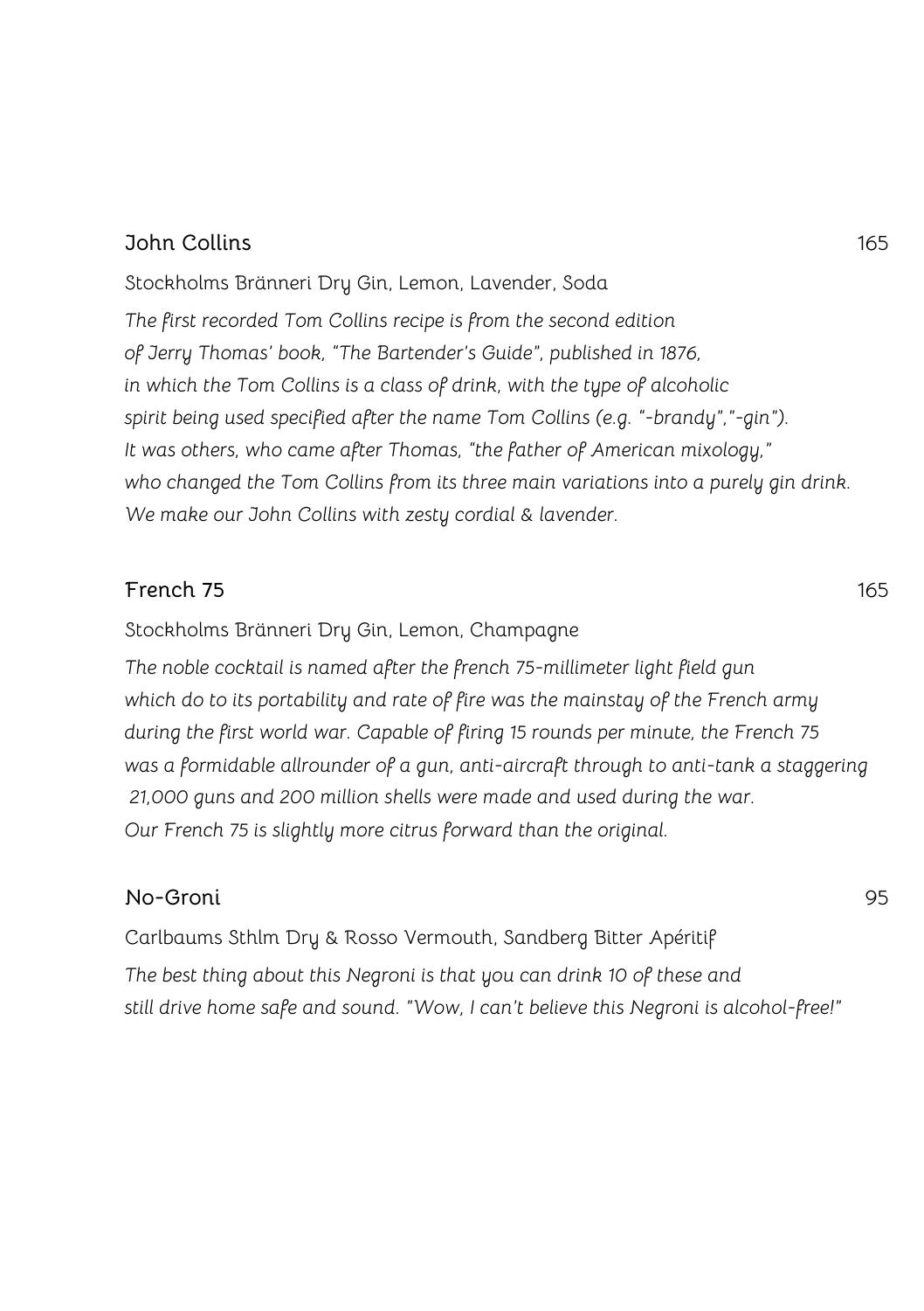## John Collins 165

Stockholms Bränneri Dry Gin, Lemon, Lavender, Soda

*The first recorded Tom Collins recipe is from the second edition of Jerry Thomas' book, "The Bartender's Guide", published in 1876, in which the Tom Collins is a class of drink, with the type of alcoholic spirit being used specified after the name Tom Collins (e.g. "-brandy","-gin"). It was others, who came after Thomas, "the father of American mixology," who changed the Tom Collins from its three main variations into a purely gin drink. We make our John Collins with zesty cordial & lavender.*

## French 75 165

Stockholms Bränneri Dry Gin, Lemon, Champagne

*The noble cocktail is named after the french 75-millimeter light field gun which do to its portability and rate of fire was the mainstay of the French army during the first world war. Capable of firing 15 rounds per minute, the French 75 was a formidable allrounder of a gun, anti-aircraft through to anti-tank a staggering 21,000 guns and 200 million shells were made and used during the war. Our French 75 is slightly more citrus forward than the original.*

## No-Groni 95

Carlbaums Sthlm Dry & Rosso Vermouth, Sandberg Bitter Apéritif

*The best thing about this Negroni is that you can drink 10 of these and still drive home safe and sound. "Wow, I can't believe this Negroni is alcohol-free!"*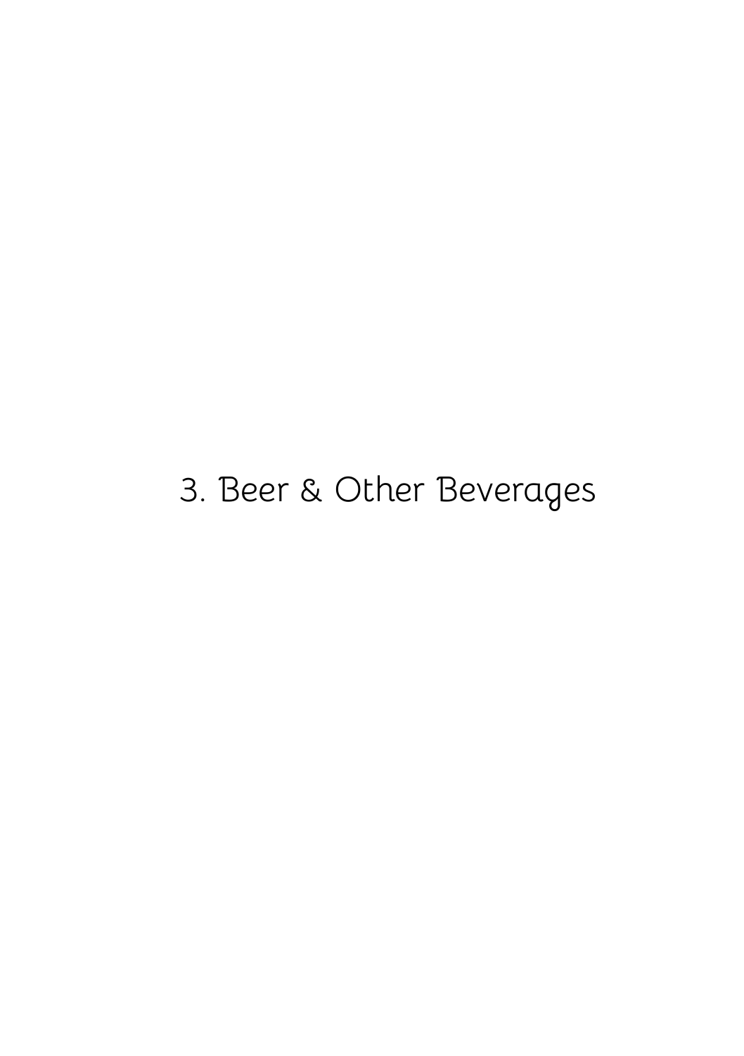# 3. Beer & Other Beverages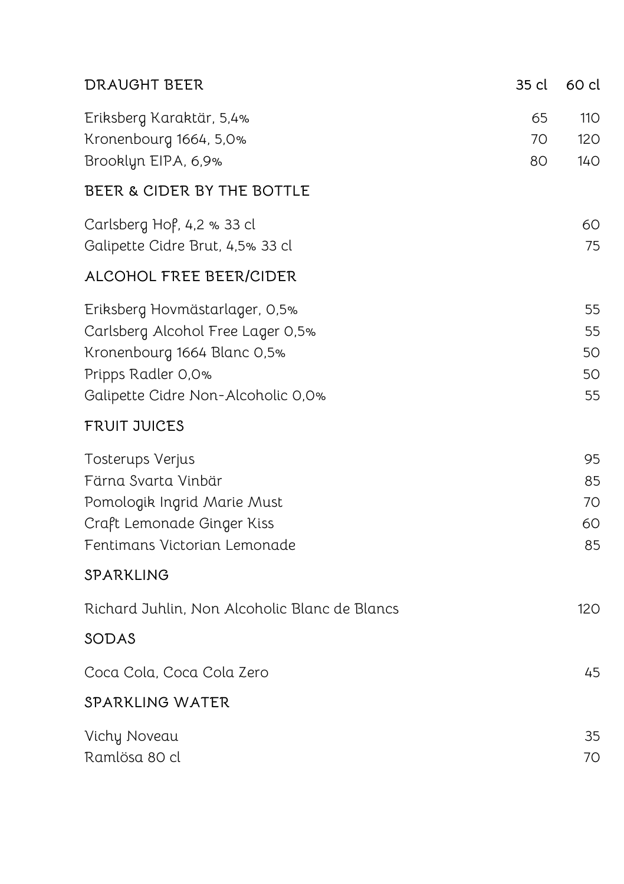## DRAUGHT BEER

| | 35 cl | 60 cl |
|---|---|---|
| Eriksberg Karaktär, 5,4% | 65 | 110 |
| Kronenbourg 1664, 5,0% | 70 | 120 |
| Brooklyn EIPA, 6,9% | 80 | 140 |

## BEER & CIDER BY THE BOTTLE

| | |
|---|---|
| Carlsberg Hof, 4,2 % 33 cl | 60 |
| Galipette Cidre Brut, 4,5% 33 cl | 75 |

## ALCOHOL FREE BEER/CIDER

| | |
|---|---|
| Eriksberg Hovmästarlager, 0,5% | 55 |
| Carlsberg Alcohol Free Lager 0,5% | 55 |
| Kronenbourg 1664 Blanc 0,5% | 50 |
| Pripps Radler 0,0% | 50 |
| Galipette Cidre Non-Alcoholic 0,0% | 55 |

## FRUIT JUICES

| | |
|---|---|
| Tosterups Verjus | 95 |
| Färna Svarta Vinbär | 85 |
| Pomologik Ingrid Marie Must | 70 |
| Craft Lemonade Ginger Kiss | 60 |
| Fentimans Victorian Lemonade | 85 |

## SPARKLING

| | |
|---|---|
| Richard Juhlin, Non Alcoholic Blanc de Blancs | 120 |

## SODAS

| | |
|---|---|
| Coca Cola, Coca Cola Zero | 45 |

## SPARKLING WATER

| | |
|---|---|
| Vichy Noveau | 35 |
| Ramlösa 80 cl | 70 |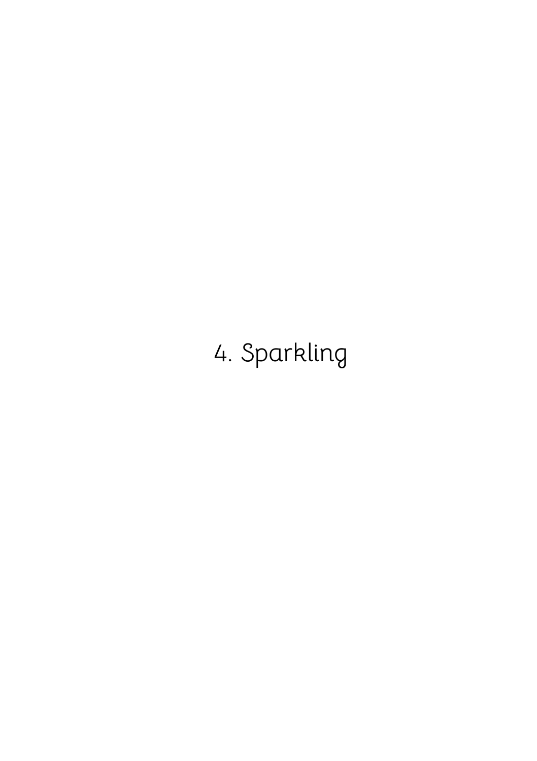# 4. Sparkling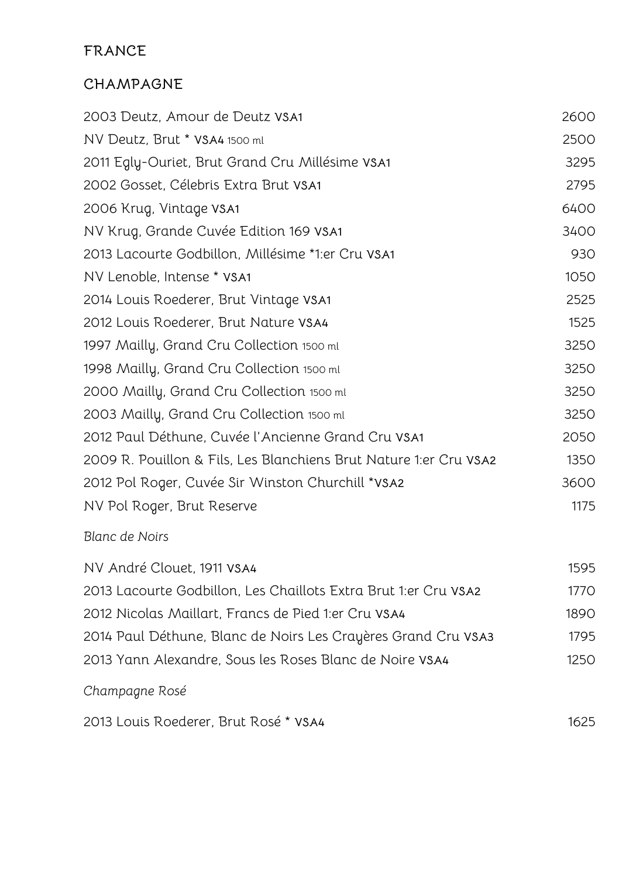# FRANCE

## CHAMPAGNE

| | |
|---|---|
| 2003 Deutz, Amour de Deutz **VSA1** | 2600 |
| NV Deutz, Brut * **VSA4** 1500 ml | 2500 |
| 2011 Egly-Ouriet, Brut Grand Cru Millésime **VSA1** | 3295 |
| 2002 Gosset, Célebris Extra Brut **VSA1** | 2795 |
| 2006 Krug, Vintage **VSA1** | 6400 |
| NV Krug, Grande Cuvée Edition 169 **VSA1** | 3400 |
| 2013 Lacourte Godbillon, Millésime *1:er Cru **VSA1** | 930 |
| NV Lenoble, Intense * **VSA1** | 1050 |
| 2014 Louis Roederer, Brut Vintage **VSA1** | 2525 |
| 2012 Louis Roederer, Brut Nature **VSA4** | 1525 |
| 1997 Mailly, Grand Cru Collection 1500 ml | 3250 |
| 1998 Mailly, Grand Cru Collection 1500 ml | 3250 |
| 2000 Mailly, Grand Cru Collection 1500 ml | 3250 |
| 2003 Mailly, Grand Cru Collection 1500 ml | 3250 |
| 2012 Paul Déthune, Cuvée l'Ancienne Grand Cru **VSA1** | 2050 |
| 2009 R. Pouillon & Fils, Les Blanchiens Brut Nature 1:er Cru **VSA2** | 1350 |
| 2012 Pol Roger, Cuvée Sir Winston Churchill ***VSA2** | 3600 |
| NV Pol Roger, Brut Reserve | 1175 |

*Blanc de Noirs*

| | |
|---|---|
| NV André Clouet, 1911 **VSA4** | 1595 |
| 2013 Lacourte Godbillon, Les Chaillots Extra Brut 1:er Cru **VSA2** | 1770 |
| 2012 Nicolas Maillart, Francs de Pied 1:er Cru **VSA4** | 1890 |
| 2014 Paul Déthune, Blanc de Noirs Les Crayères Grand Cru **VSA3** | 1795 |
| 2013 Yann Alexandre, Sous les Roses Blanc de Noire **VSA4** | 1250 |

*Champagne Rosé*

| | |
|---|---|
| 2013 Louis Roederer, Brut Rosé * **VSA4** | 1625 |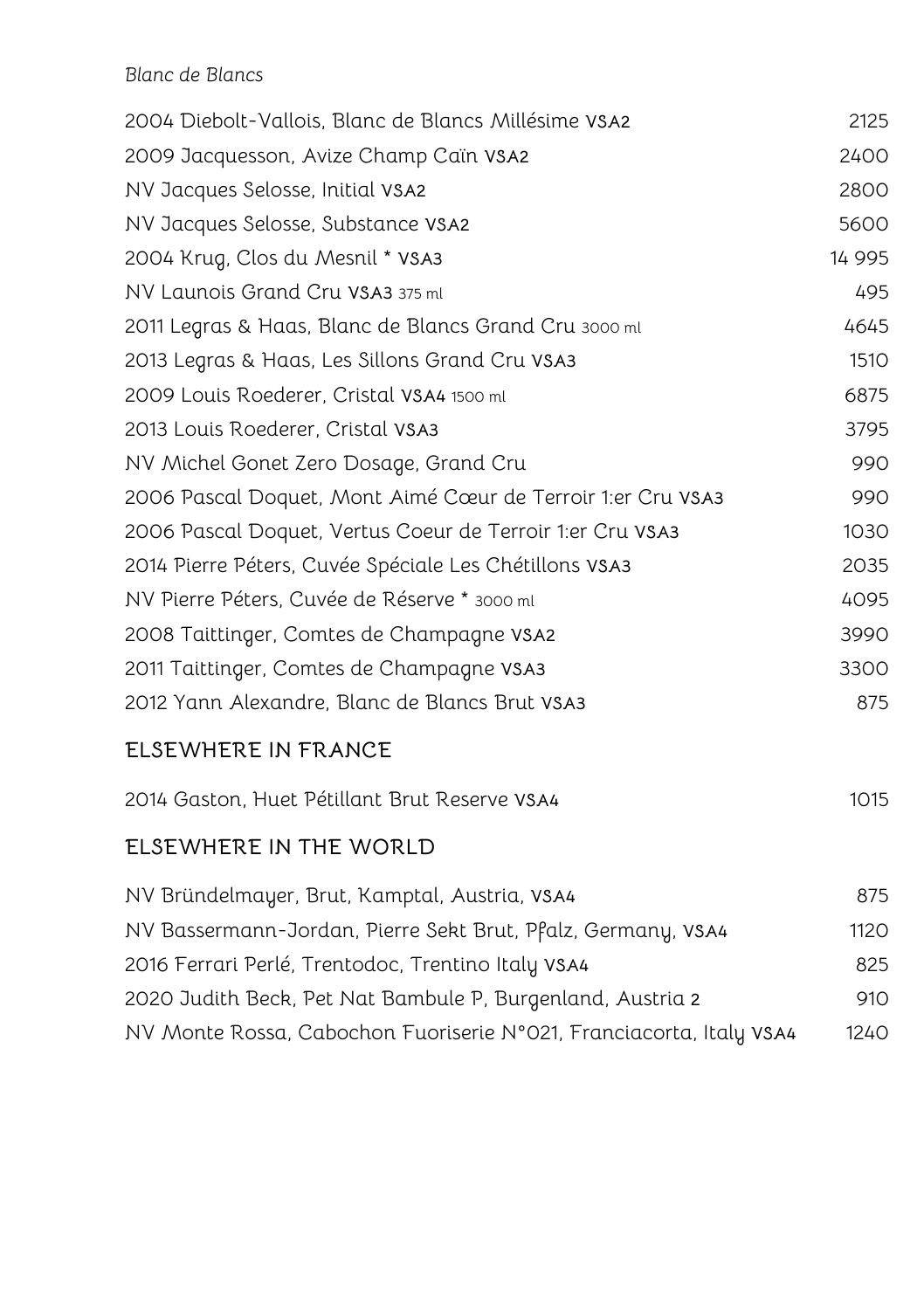*Blanc de Blancs*

| | |
|---|---|
| 2004 Diebolt-Vallois, Blanc de Blancs Millésime VSA2 | 2125 |
| 2009 Jacquesson, Avize Champ Caïn VSA2 | 2400 |
| NV Jacques Selosse, Initial VSA2 | 2800 |
| NV Jacques Selosse, Substance VSA2 | 5600 |
| 2004 Krug, Clos du Mesnil * VSA3 | 14 995 |
| NV Launois Grand Cru VSA3 375 ml | 495 |
| 2011 Legras & Haas, Blanc de Blancs Grand Cru 3000 ml | 4645 |
| 2013 Legras & Haas, Les Sillons Grand Cru VSA3 | 1510 |
| 2009 Louis Roederer, Cristal VSA4 1500 ml | 6875 |
| 2013 Louis Roederer, Cristal VSA3 | 3795 |
| NV Michel Gonet Zero Dosage, Grand Cru | 990 |
| 2006 Pascal Doquet, Mont Aimé Cœur de Terroir 1:er Cru VSA3 | 990 |
| 2006 Pascal Doquet, Vertus Coeur de Terroir 1:er Cru VSA3 | 1030 |
| 2014 Pierre Péters, Cuvée Spéciale Les Chétillons VSA3 | 2035 |
| NV Pierre Péters, Cuvée de Réserve * 3000 ml | 4095 |
| 2008 Taittinger, Comtes de Champagne VSA2 | 3990 |
| 2011 Taittinger, Comtes de Champagne VSA3 | 3300 |
| 2012 Yann Alexandre, Blanc de Blancs Brut VSA3 | 875 |

## ELSEWHERE IN FRANCE

| | |
|---|---|
| 2014 Gaston, Huet Pétillant Brut Reserve VSA4 | 1015 |

## ELSEWHERE IN THE WORLD

| | |
|---|---|
| NV Bründelmayer, Brut, Kamptal, Austria, VSA4 | 875 |
| NV Bassermann-Jordan, Pierre Sekt Brut, Pfalz, Germany, VSA4 | 1120 |
| 2016 Ferrari Perlé, Trentodoc, Trentino Italy VSA4 | 825 |
| 2020 Judith Beck, Pet Nat Bambule P, Burgenland, Austria 2 | 910 |
| NV Monte Rossa, Cabochon Fuoriserie N°021, Franciacorta, Italy VSA4 | 1240 |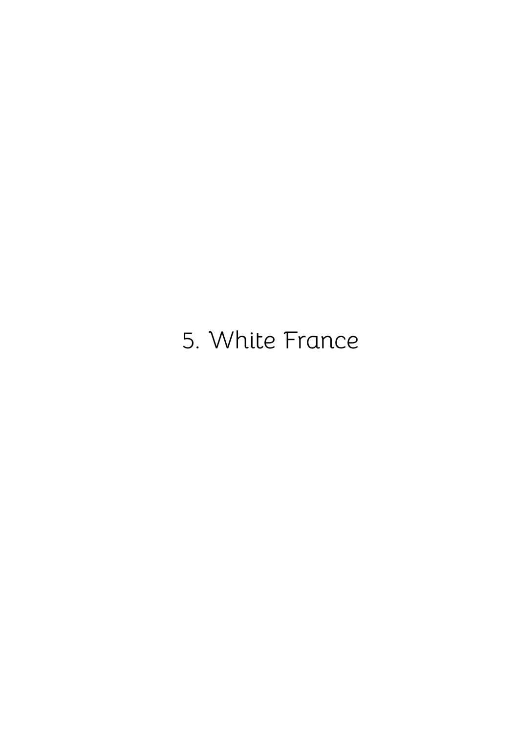# 5. White France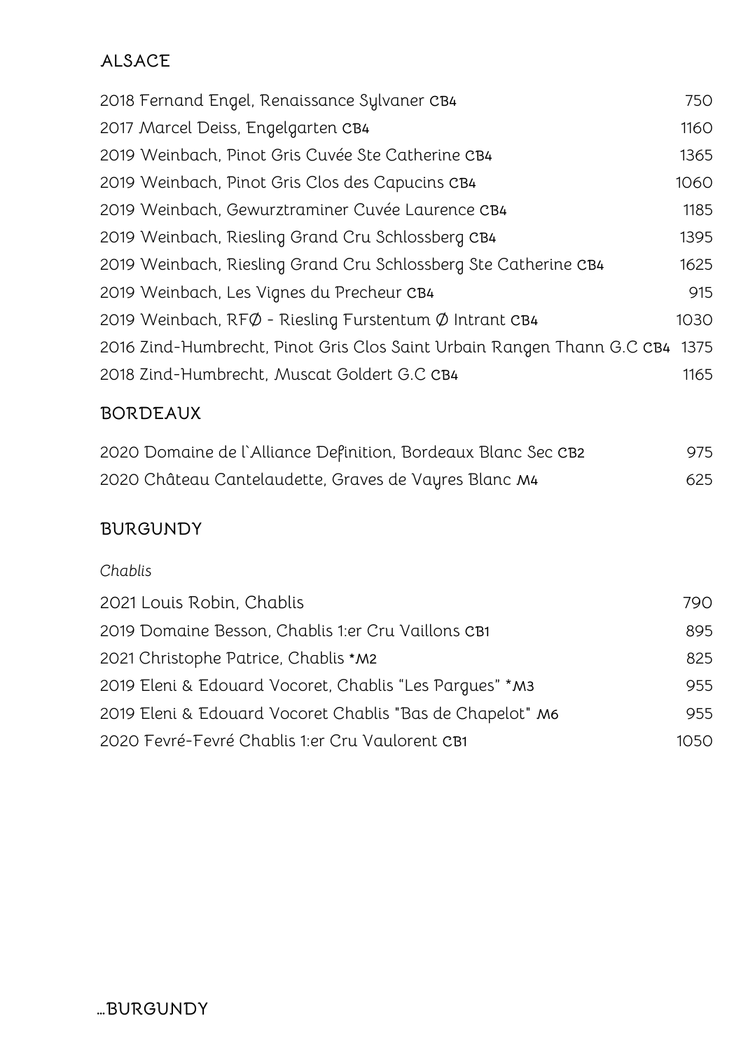## ALSACE

| | |
|---|---|
| 2018 Fernand Engel, Renaissance Sylvaner CB4 | 750 |
| 2017 Marcel Deiss, Engelgarten CB4 | 1160 |
| 2019 Weinbach, Pinot Gris Cuvée Ste Catherine CB4 | 1365 |
| 2019 Weinbach, Pinot Gris Clos des Capucins CB4 | 1060 |
| 2019 Weinbach, Gewurztraminer Cuvée Laurence CB4 | 1185 |
| 2019 Weinbach, Riesling Grand Cru Schlossberg CB4 | 1395 |
| 2019 Weinbach, Riesling Grand Cru Schlossberg Ste Catherine CB4 | 1625 |
| 2019 Weinbach, Les Vignes du Precheur CB4 | 915 |
| 2019 Weinbach, RFØ - Riesling Furstentum Ø Intrant CB4 | 1030 |
| 2016 Zind-Humbrecht, Pinot Gris Clos Saint Urbain Rangen Thann G.C CB4 | 1375 |
| 2018 Zind-Humbrecht, Muscat Goldert G.C CB4 | 1165 |

## BORDEAUX

| | |
|---|---|
| 2020 Domaine de l`Alliance Definition, Bordeaux Blanc Sec CB2 | 975 |
| 2020 Château Cantelaudette, Graves de Vayres Blanc M4 | 625 |

## BURGUNDY

*Chablis*

| | |
|---|---|
| 2021 Louis Robin, Chablis | 790 |
| 2019 Domaine Besson, Chablis 1:er Cru Vaillons CB1 | 895 |
| 2021 Christophe Patrice, Chablis *M2 | 825 |
| 2019 Eleni & Edouard Vocoret, Chablis "Les Pargues" *M3 | 955 |
| 2019 Eleni & Edouard Vocoret Chablis "Bas de Chapelot" M6 | 955 |
| 2020 Fevré-Fevré Chablis 1:er Cru Vaulorent CB1 | 1050 |

...BURGUNDY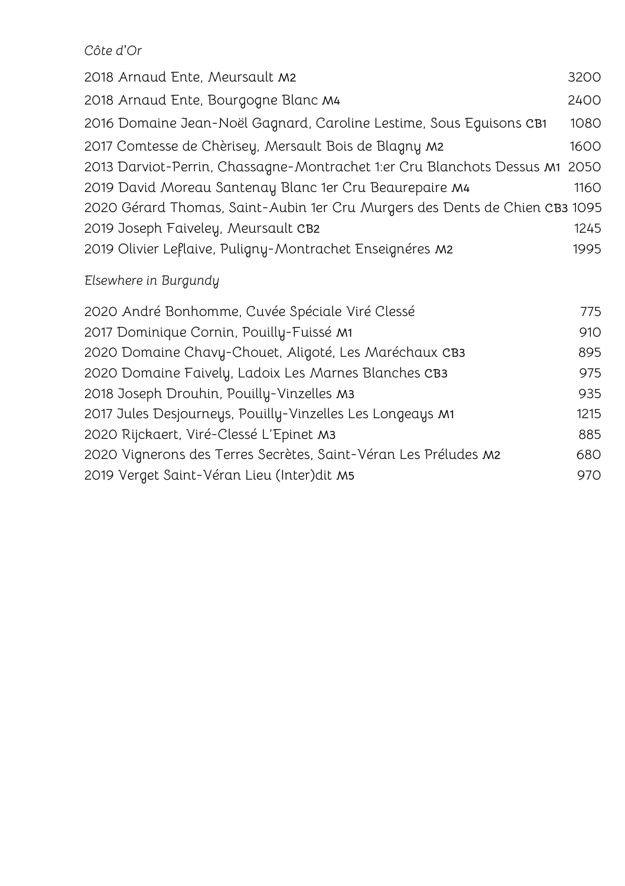*Côte d'Or*

| | |
|---|---|
| 2018 Arnaud Ente, Meursault M2 | 3200 |
| 2018 Arnaud Ente, Bourgogne Blanc M4 | 2400 |
| 2016 Domaine Jean-Noël Gagnard, Caroline Lestime, Sous Eguisons CB1 | 1080 |
| 2017 Comtesse de Chèrisey, Mersault Bois de Blagny M2 | 1600 |
| 2013 Darviot-Perrin, Chassagne-Montrachet 1:er Cru Blanchots Dessus M1 | 2050 |
| 2019 David Moreau Santenay Blanc 1er Cru Beaurepaire M4 | 1160 |
| 2020 Gérard Thomas, Saint-Aubin 1er Cru Murgers des Dents de Chien CB3 | 1095 |
| 2019 Joseph Faiveley, Meursault CB2 | 1245 |
| 2019 Olivier Leflaive, Puligny-Montrachet Enseignéres M2 | 1995 |

*Elsewhere in Burgundy*

| | |
|---|---|
| 2020 André Bonhomme, Cuvée Spéciale Viré Clessé | 775 |
| 2017 Dominique Cornin, Pouilly-Fuissé M1 | 910 |
| 2020 Domaine Chavy-Chouet, Aligoté, Les Maréchaux CB3 | 895 |
| 2020 Domaine Faively, Ladoix Les Marnes Blanches CB3 | 975 |
| 2018 Joseph Drouhin, Pouilly-Vinzelles M3 | 935 |
| 2017 Jules Desjourneys, Pouilly-Vinzelles Les Longeays M1 | 1215 |
| 2020 Rijckaert, Viré-Clessé L'Epinet M3 | 885 |
| 2020 Vignerons des Terres Secrètes, Saint-Véran Les Préludes M2 | 680 |
| 2019 Verget Saint-Véran Lieu (Inter)dit M5 | 970 |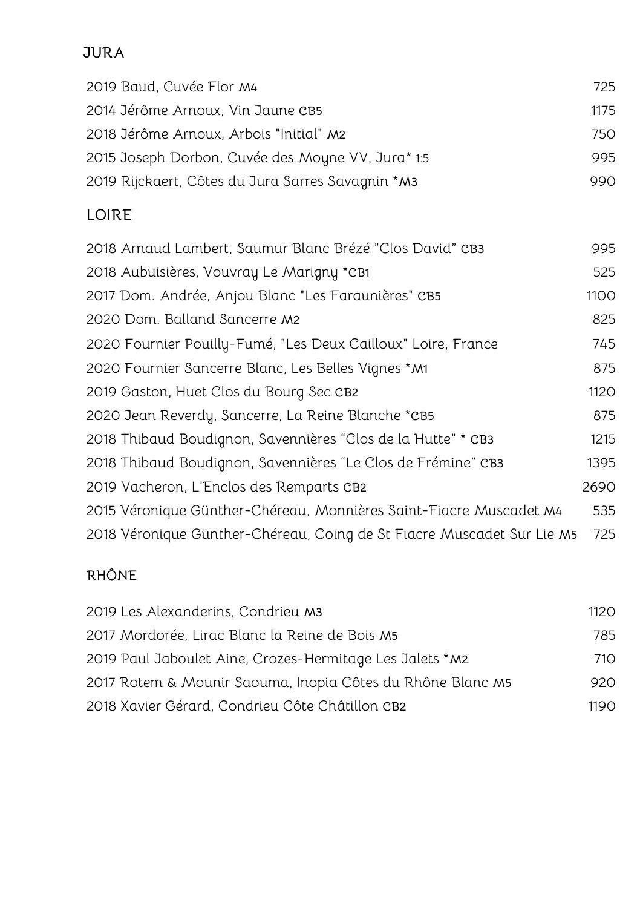## JURA

| | |
|---|---|
| 2019 Baud, Cuvée Flor M4 | 725 |
| 2014 Jérôme Arnoux, Vin Jaune CB5 | 1175 |
| 2018 Jérôme Arnoux, Arbois "Initial" M2 | 750 |
| 2015 Joseph Dorbon, Cuvée des Moyne VV, Jura* 1:5 | 995 |
| 2019 Rijckaert, Côtes du Jura Sarres Savagnin *M3 | 990 |

## LOIRE

| | |
|---|---|
| 2018 Arnaud Lambert, Saumur Blanc Brézé "Clos David" CB3 | 995 |
| 2018 Aubuisières, Vouvray Le Marigny *CB1 | 525 |
| 2017 Dom. Andrée, Anjou Blanc "Les Faraunières" CB5 | 1100 |
| 2020 Dom. Balland Sancerre M2 | 825 |
| 2020 Fournier Pouilly-Fumé, "Les Deux Cailloux" Loire, France | 745 |
| 2020 Fournier Sancerre Blanc, Les Belles Vignes *M1 | 875 |
| 2019 Gaston, Huet Clos du Bourg Sec CB2 | 1120 |
| 2020 Jean Reverdy, Sancerre, La Reine Blanche *CB5 | 875 |
| 2018 Thibaud Boudignon, Savennières "Clos de la Hutte" * CB3 | 1215 |
| 2018 Thibaud Boudignon, Savennières "Le Clos de Frémine" CB3 | 1395 |
| 2019 Vacheron, L'Enclos des Remparts CB2 | 2690 |
| 2015 Véronique Günther-Chéreau, Monnières Saint-Fiacre Muscadet M4 | 535 |
| 2018 Véronique Günther-Chéreau, Coing de St Fiacre Muscadet Sur Lie M5 | 725 |

## RHÔNE

| | |
|---|---|
| 2019 Les Alexanderins, Condrieu M3 | 1120 |
| 2017 Mordorée, Lirac Blanc la Reine de Bois M5 | 785 |
| 2019 Paul Jaboulet Aine, Crozes-Hermitage Les Jalets *M2 | 710 |
| 2017 Rotem & Mounir Saouma, Inopia Côtes du Rhône Blanc M5 | 920 |
| 2018 Xavier Gérard, Condrieu Côte Châtillon CB2 | 1190 |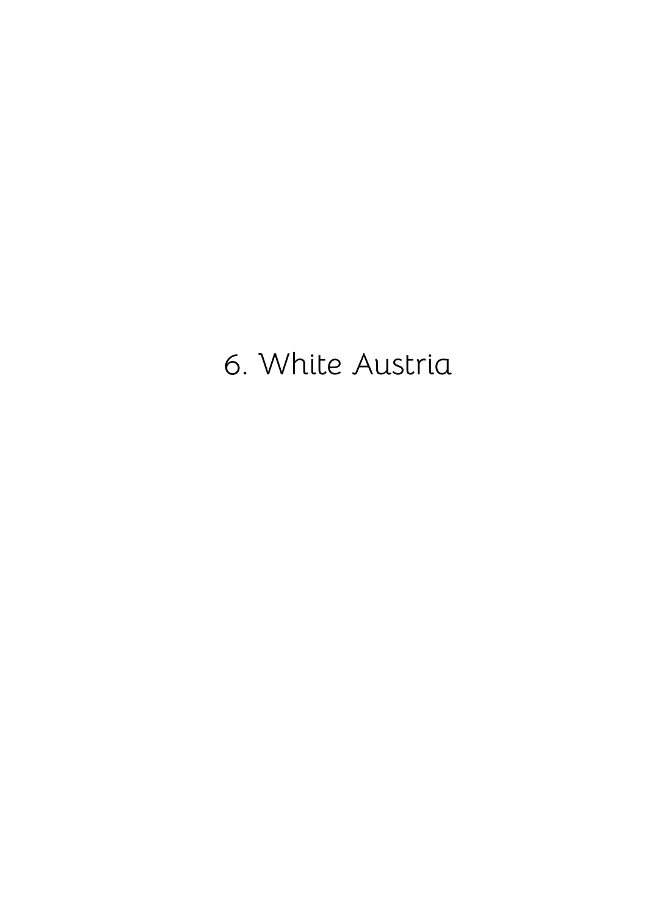# 6. White Austria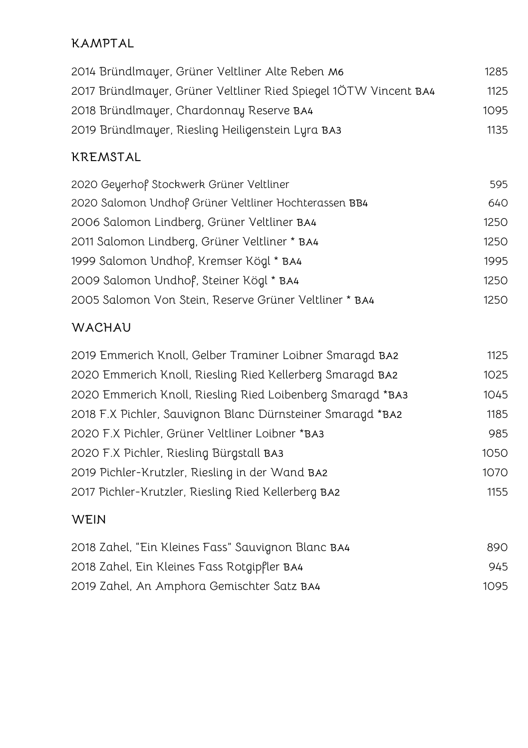## KAMPTAL

| | |
|---|---|
| 2014 Bründlmayer, Grüner Veltliner Alte Reben M6 | 1285 |
| 2017 Bründlmayer, Grüner Veltliner Ried Spiegel 1ÖTW Vincent BA4 | 1125 |
| 2018 Bründlmayer, Chardonnay Reserve BA4 | 1095 |
| 2019 Bründlmayer, Riesling Heiligenstein Lyra BA3 | 1135 |

## KREMSTAL

| | |
|---|---|
| 2020 Geyerhof Stockwerk Grüner Veltliner | 595 |
| 2020 Salomon Undhof Grüner Veltliner Hochterassen BB4 | 640 |
| 2006 Salomon Lindberg, Grüner Veltliner BA4 | 1250 |
| 2011 Salomon Lindberg, Grüner Veltliner * BA4 | 1250 |
| 1999 Salomon Undhof, Kremser Kögl * BA4 | 1995 |
| 2009 Salomon Undhof, Steiner Kögl * BA4 | 1250 |
| 2005 Salomon Von Stein, Reserve Grüner Veltliner * BA4 | 1250 |

## WACHAU

| | |
|---|---|
| 2019 Emmerich Knoll, Gelber Traminer Loibner Smaragd BA2 | 1125 |
| 2020 Emmerich Knoll, Riesling Ried Kellerberg Smaragd BA2 | 1025 |
| 2020 Emmerich Knoll, Riesling Ried Loibenberg Smaragd *BA3 | 1045 |
| 2018 F.X Pichler, Sauvignon Blanc Dürnsteiner Smaragd *BA2 | 1185 |
| 2020 F.X Pichler, Grüner Veltliner Loibner *BA3 | 985 |
| 2020 F.X Pichler, Riesling Bürgstall BA3 | 1050 |
| 2019 Pichler-Krutzler, Riesling in der Wand BA2 | 1070 |
| 2017 Pichler-Krutzler, Riesling Ried Kellerberg BA2 | 1155 |

## WEIN

| | |
|---|---|
| 2018 Zahel, "Ein Kleines Fass" Sauvignon Blanc BA4 | 890 |
| 2018 Zahel, Ein Kleines Fass Rotgipfler BA4 | 945 |
| 2019 Zahel, An Amphora Gemischter Satz BA4 | 1095 |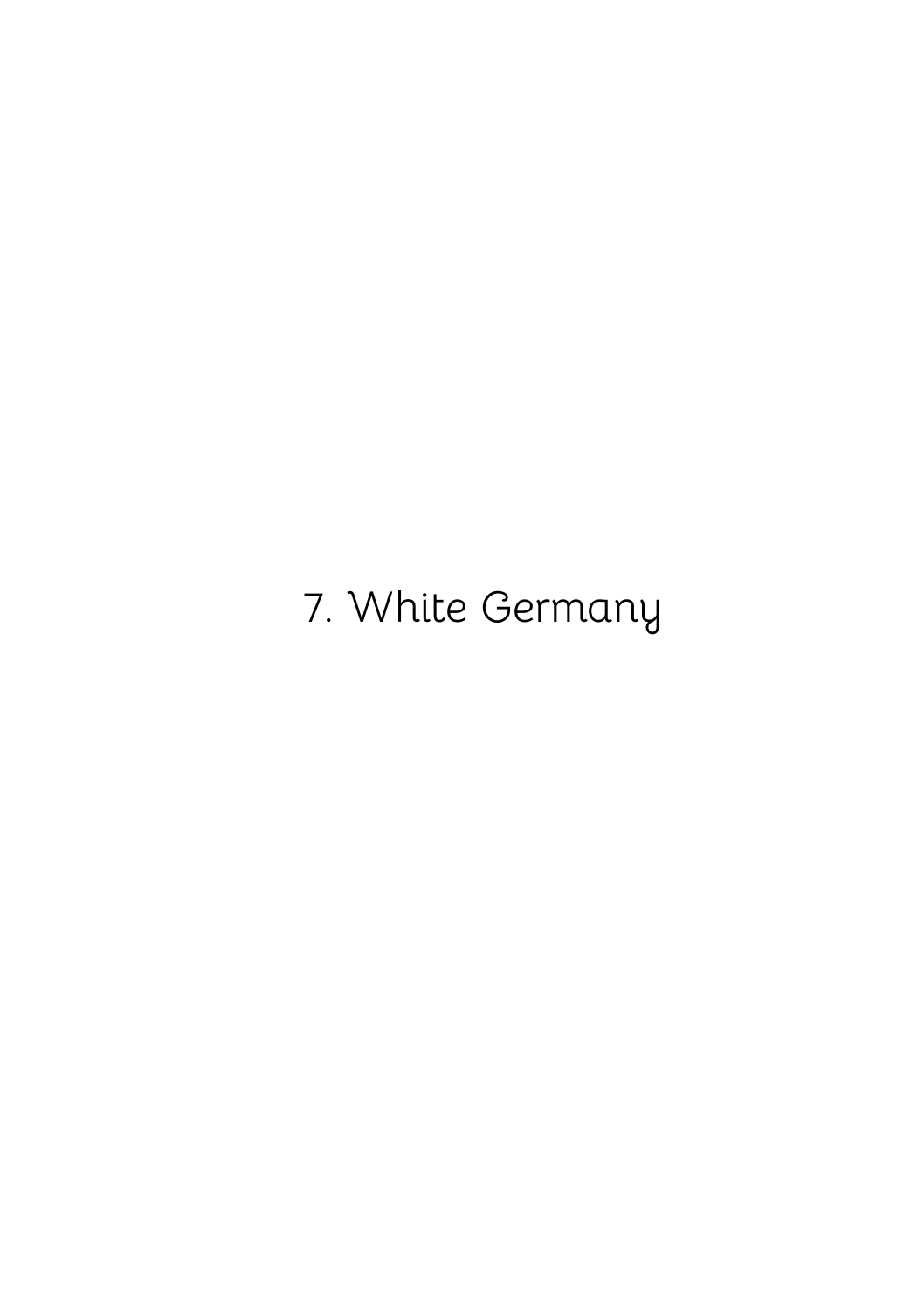# 7. White Germany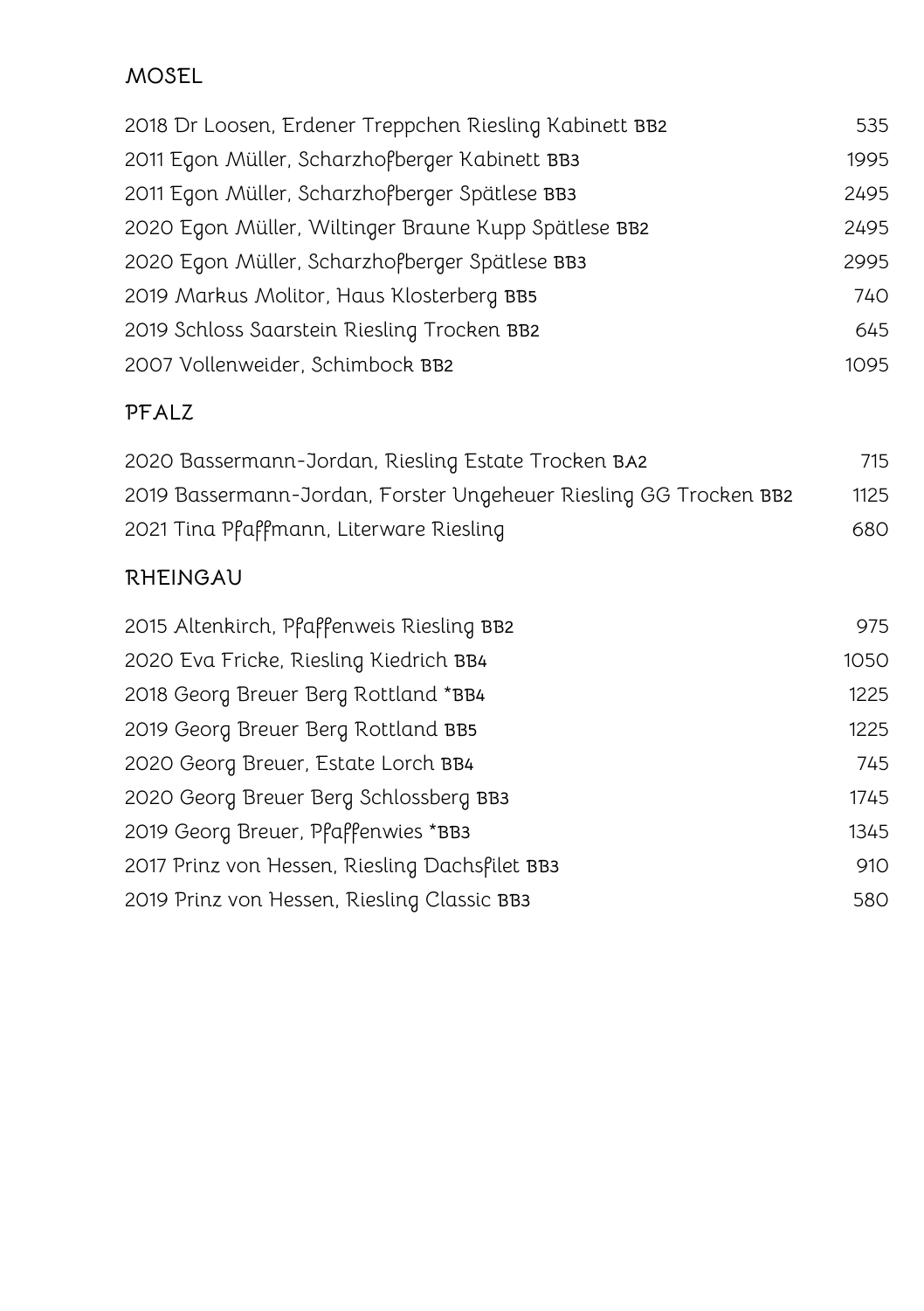## MOSEL

| | |
|---|---|
| 2018 Dr Loosen, Erdener Treppchen Riesling Kabinett BB2 | 535 |
| 2011 Egon Müller, Scharzhofberger Kabinett BB3 | 1995 |
| 2011 Egon Müller, Scharzhofberger Spätlese BB3 | 2495 |
| 2020 Egon Müller, Wiltinger Braune Kupp Spätlese BB2 | 2495 |
| 2020 Egon Müller, Scharzhofberger Spätlese BB3 | 2995 |
| 2019 Markus Molitor, Haus Klosterberg BB5 | 740 |
| 2019 Schloss Saarstein Riesling Trocken BB2 | 645 |
| 2007 Vollenweider, Schimbock BB2 | 1095 |

## PFALZ

| | |
|---|---|
| 2020 Bassermann-Jordan, Riesling Estate Trocken BA2 | 715 |
| 2019 Bassermann-Jordan, Forster Ungeheuer Riesling GG Trocken BB2 | 1125 |
| 2021 Tina Pfaffmann, Literware Riesling | 680 |

## RHEINGAU

| | |
|---|---|
| 2015 Altenkirch, Pfaffenweis Riesling BB2 | 975 |
| 2020 Eva Fricke, Riesling Kiedrich BB4 | 1050 |
| 2018 Georg Breuer Berg Rottland *BB4 | 1225 |
| 2019 Georg Breuer Berg Rottland BB5 | 1225 |
| 2020 Georg Breuer, Estate Lorch BB4 | 745 |
| 2020 Georg Breuer Berg Schlossberg BB3 | 1745 |
| 2019 Georg Breuer, Pfaffenwies *BB3 | 1345 |
| 2017 Prinz von Hessen, Riesling Dachsfilet BB3 | 910 |
| 2019 Prinz von Hessen, Riesling Classic BB3 | 580 |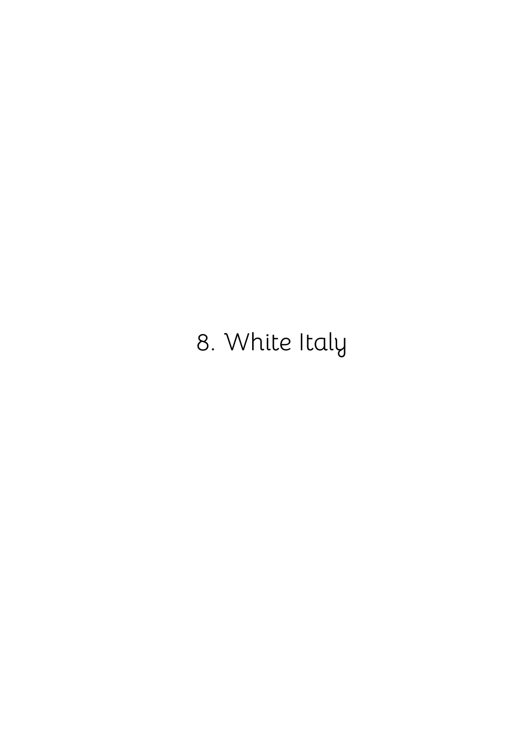# 8. White Italy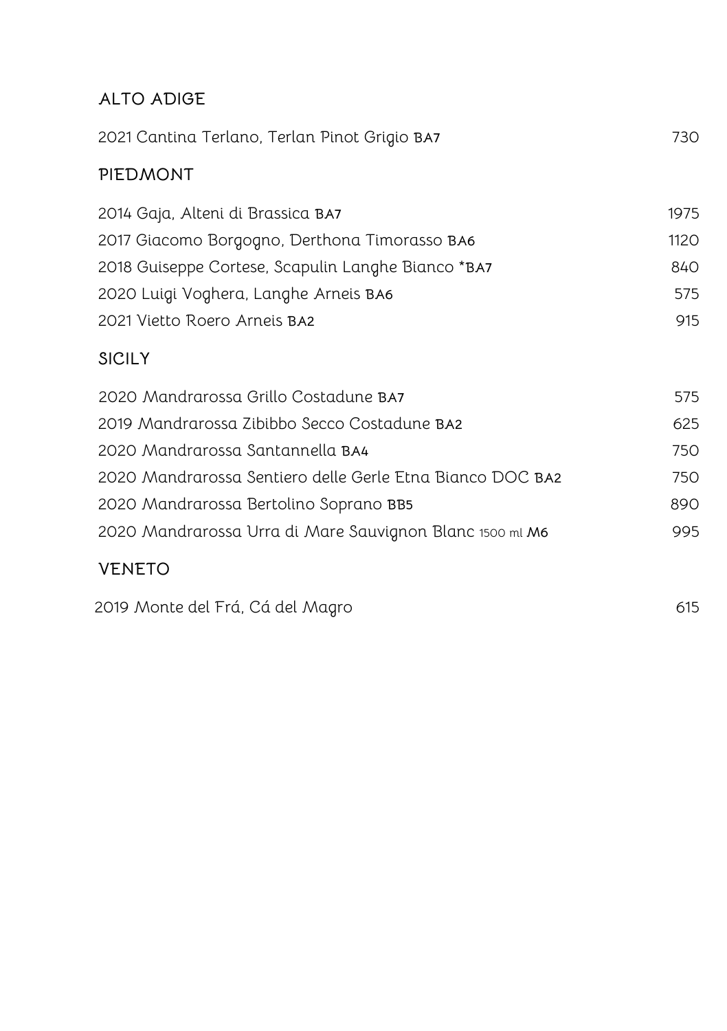## ALTO ADIGE

| | |
|---|---|
| 2021 Cantina Terlano, Terlan Pinot Grigio BA7 | 730 |

## PIEDMONT

| | |
|---|---|
| 2014 Gaja, Alteni di Brassica BA7 | 1975 |
| 2017 Giacomo Borgogno, Derthona Timorasso BA6 | 1120 |
| 2018 Guiseppe Cortese, Scapulin Langhe Bianco *BA7 | 840 |
| 2020 Luigi Voghera, Langhe Arneis BA6 | 575 |
| 2021 Vietto Roero Arneis BA2 | 915 |

## SICILY

| | |
|---|---|
| 2020 Mandrarossa Grillo Costadune BA7 | 575 |
| 2019 Mandrarossa Zibibbo Secco Costadune BA2 | 625 |
| 2020 Mandrarossa Santannella BA4 | 750 |
| 2020 Mandrarossa Sentiero delle Gerle Etna Bianco DOC BA2 | 750 |
| 2020 Mandrarossa Bertolino Soprano BB5 | 890 |
| 2020 Mandrarossa Urra di Mare Sauvignon Blanc 1500 ml M6 | 995 |

## VENETO

| | |
|---|---|
| 2019 Monte del Frá, Cá del Magro | 615 |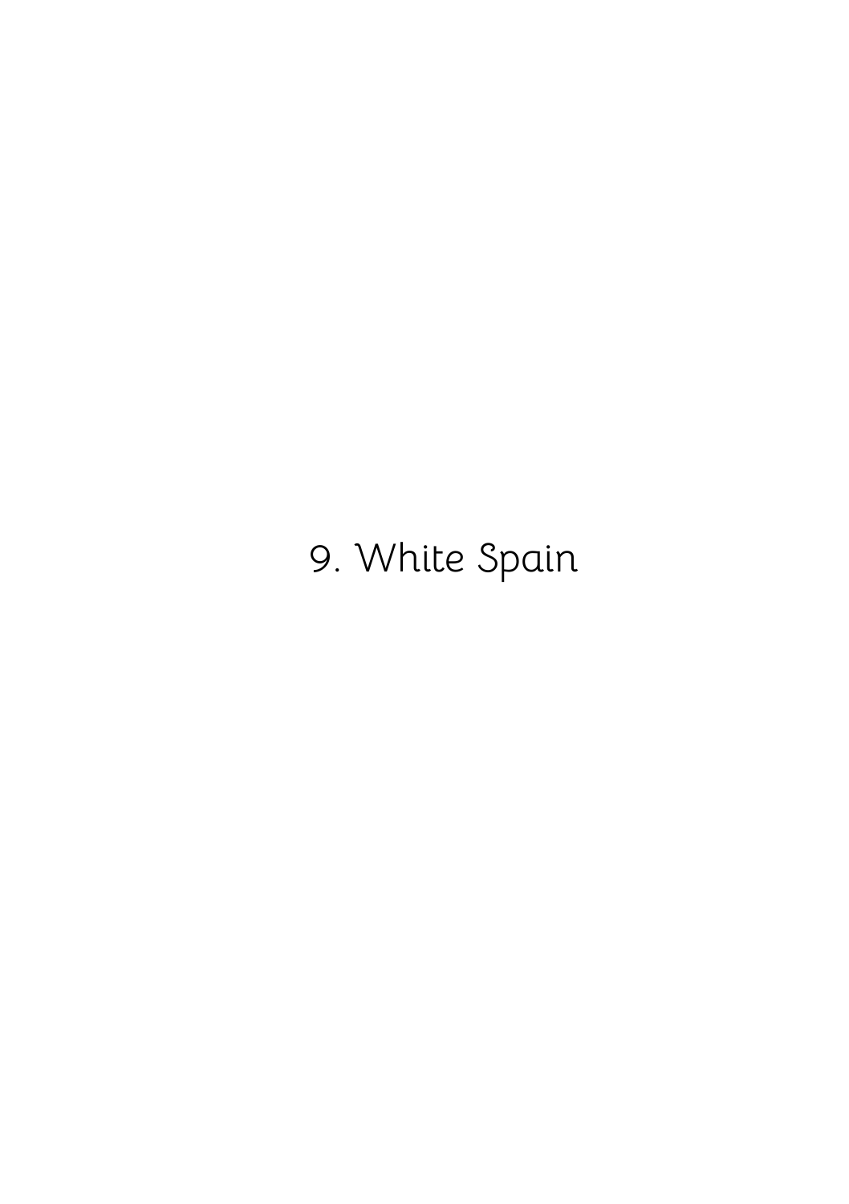# 9. White Spain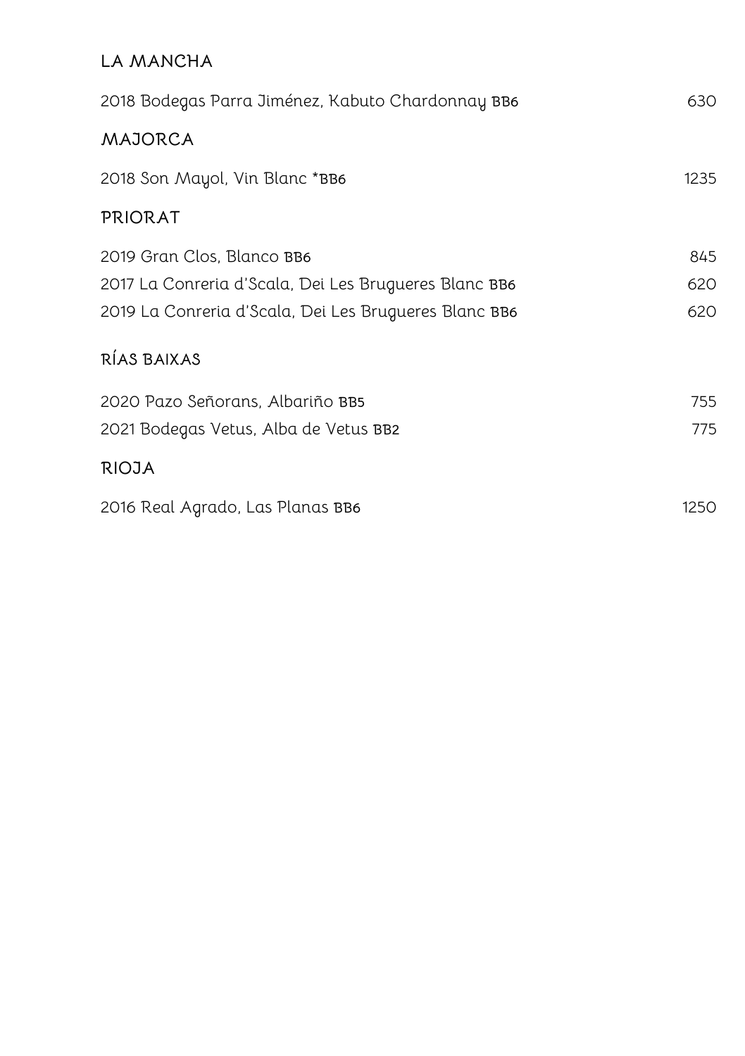## LA MANCHA

| | |
|---|---|
| 2018 Bodegas Parra Jiménez, Kabuto Chardonnay BB6 | 630 |

## MAJORCA

| | |
|---|---|
| 2018 Son Mayol, Vin Blanc *BB6 | 1235 |

## PRIORAT

| | |
|---|---|
| 2019 Gran Clos, Blanco BB6 | 845 |
| 2017 La Conreria d'Scala, Dei Les Brugueres Blanc BB6 | 620 |
| 2019 La Conreria d'Scala, Dei Les Brugueres Blanc BB6 | 620 |

## RÍAS BAIXAS

| | |
|---|---|
| 2020 Pazo Señorans, Albariño BB5 | 755 |
| 2021 Bodegas Vetus, Alba de Vetus BB2 | 775 |

## RIOJA

| | |
|---|---|
| 2016 Real Agrado, Las Planas BB6 | 1250 |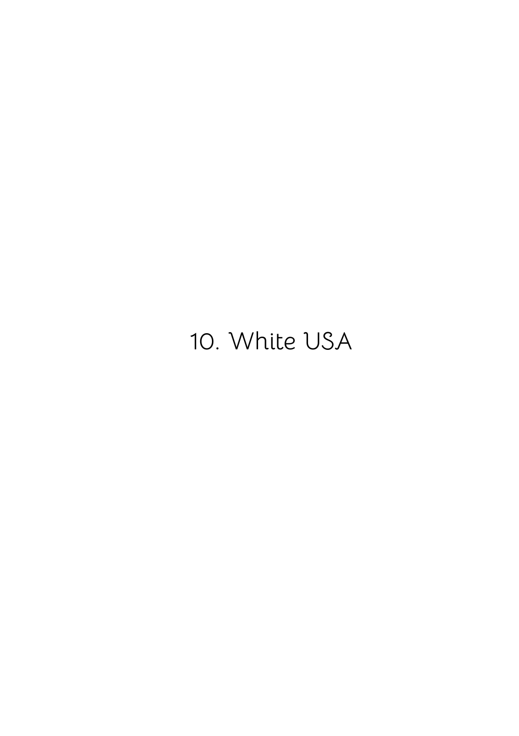# 10. White USA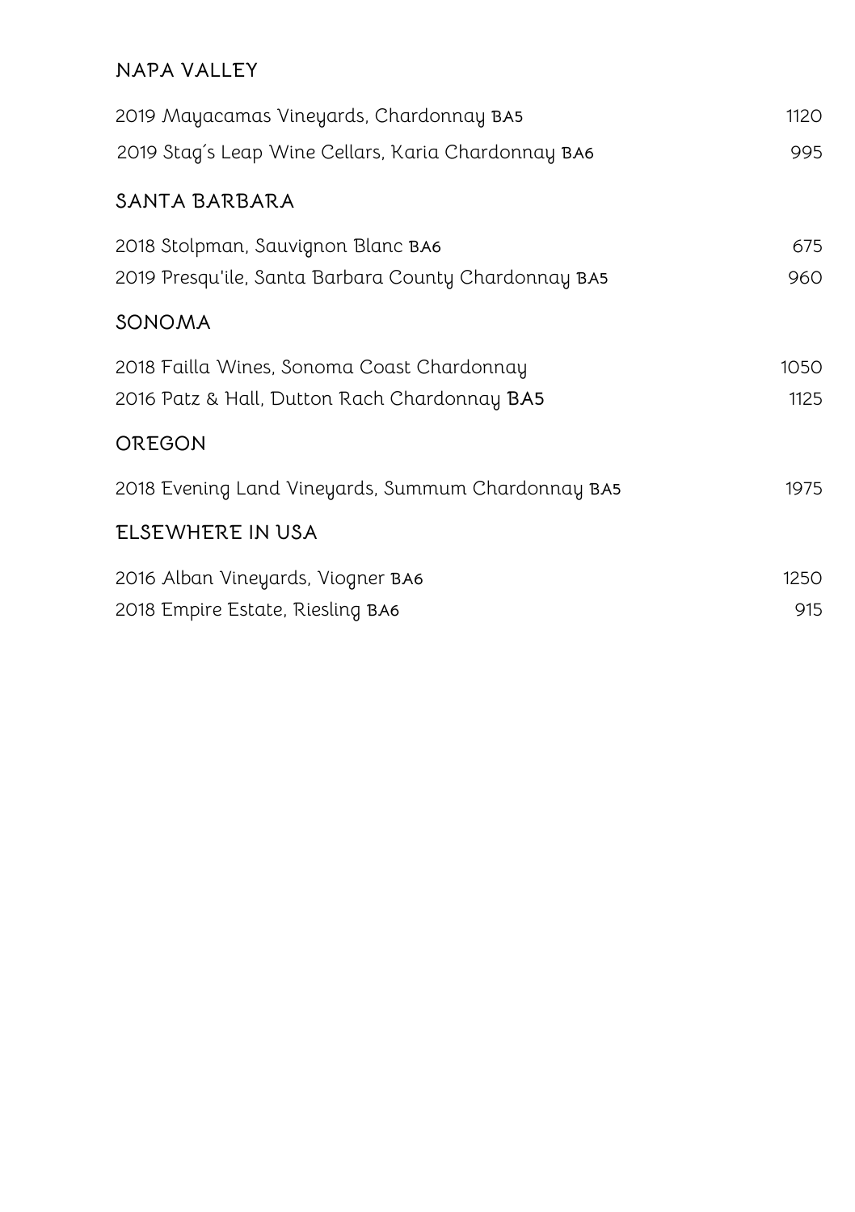## NAPA VALLEY

| | |
|---|---|
| 2019 Mayacamas Vineyards, Chardonnay BA5 | 1120 |
| 2019 Stag´s Leap Wine Cellars, Karia Chardonnay BA6 | 995 |

## SANTA BARBARA

| | |
|---|---|
| 2018 Stolpman, Sauvignon Blanc BA6 | 675 |
| 2019 Presqu'ile, Santa Barbara County Chardonnay BA5 | 960 |

## SONOMA

| | |
|---|---|
| 2018 Failla Wines, Sonoma Coast Chardonnay | 1050 |
| 2016 Patz & Hall, Dutton Rach Chardonnay BA5 | 1125 |

## OREGON

| | |
|---|---|
| 2018 Evening Land Vineyards, Summum Chardonnay BA5 | 1975 |

## ELSEWHERE IN USA

| | |
|---|---|
| 2016 Alban Vineyards, Viogner BA6 | 1250 |
| 2018 Empire Estate, Riesling BA6 | 915 |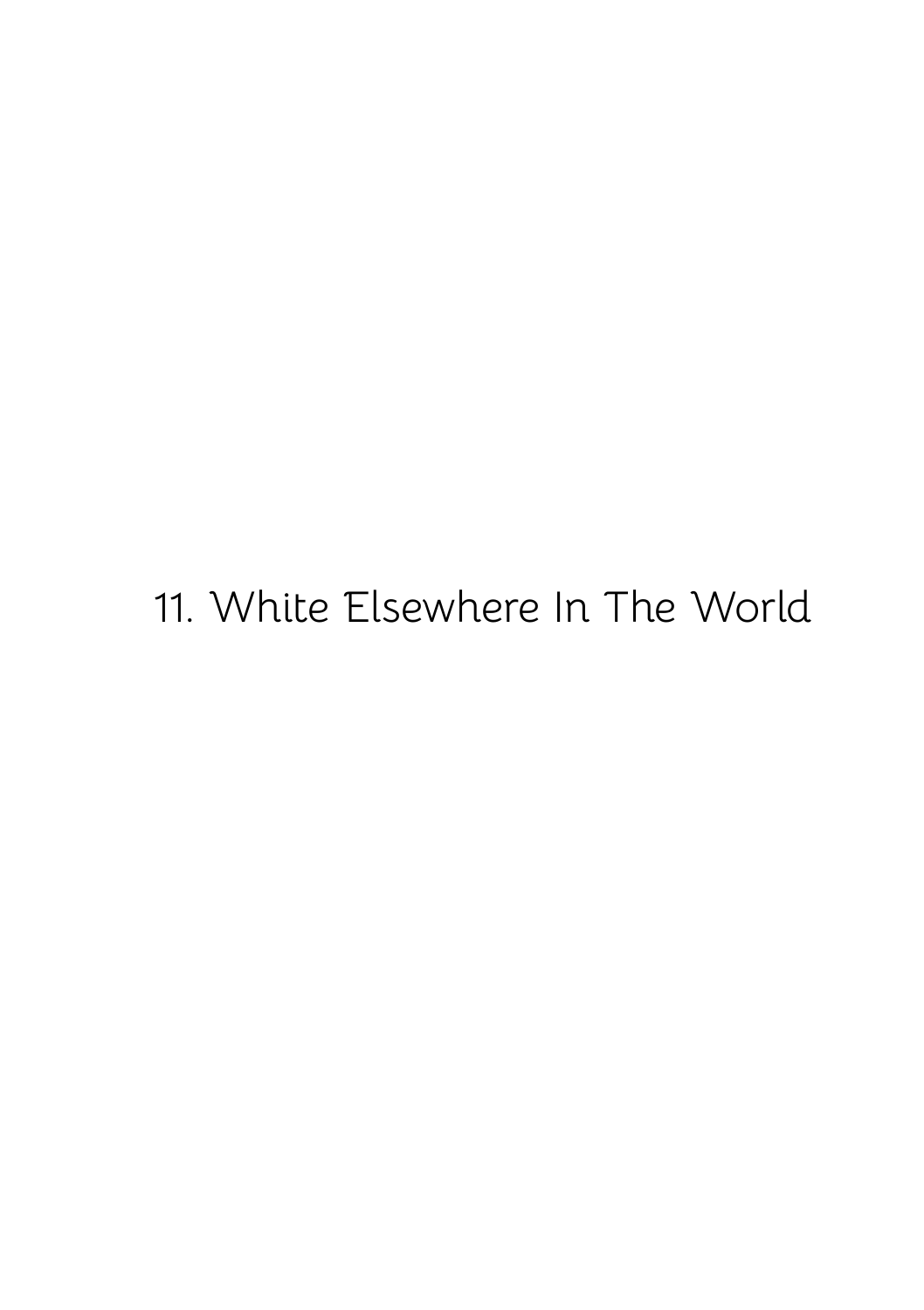# 11. White Elsewhere In The World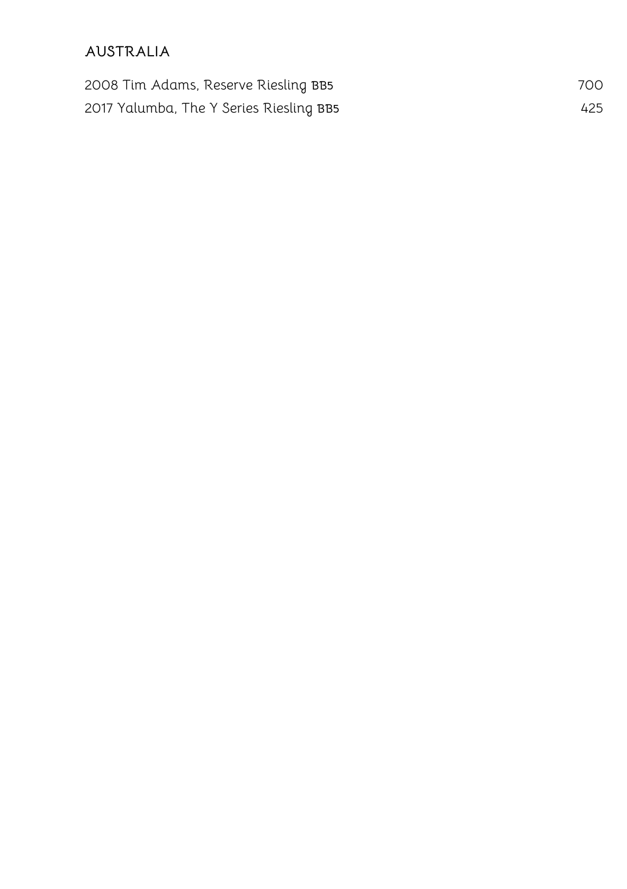## AUSTRALIA

| | |
|---|---|
| 2008 Tim Adams, Reserve Riesling **BB5** | 700 |
| 2017 Yalumba, The Y Series Riesling **BB5** | 425 |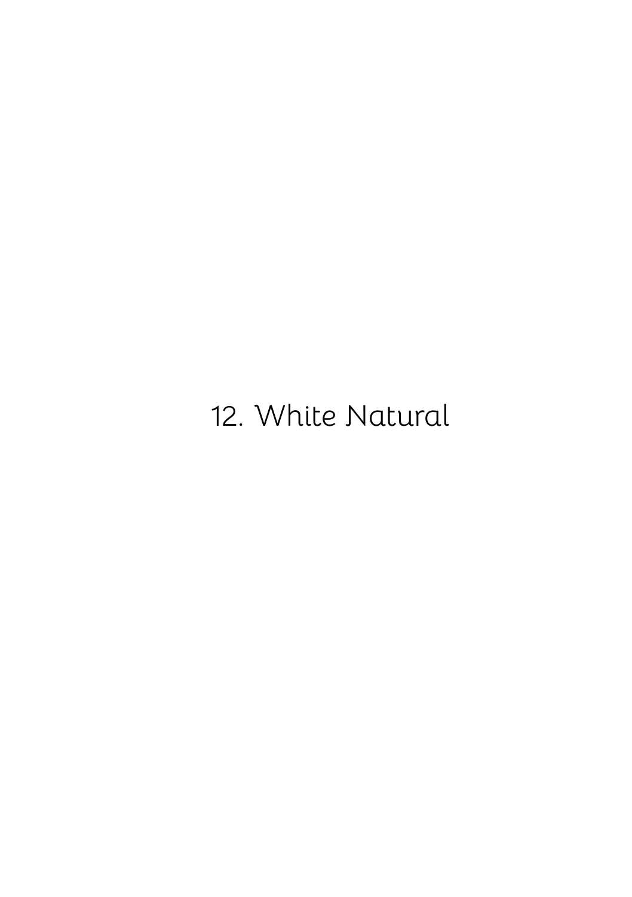# 12. White Natural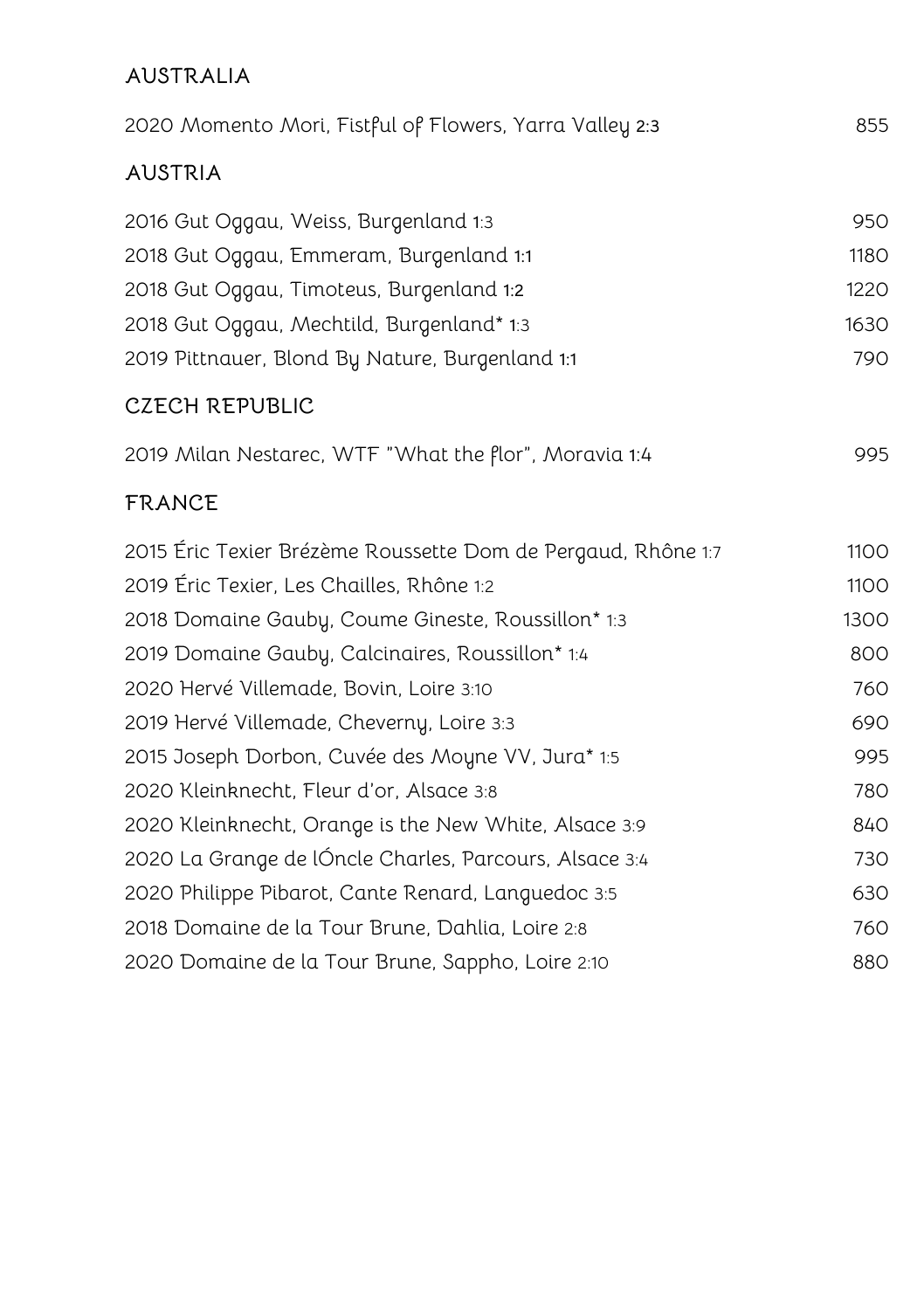## AUSTRALIA

| | |
|---|---|
| 2020 Momento Mori, Fistful of Flowers, Yarra Valley 2:3 | 855 |

## AUSTRIA

| | |
|---|---|
| 2016 Gut Oggau, Weiss, Burgenland 1:3 | 950 |
| 2018 Gut Oggau, Emmeram, Burgenland 1:1 | 1180 |
| 2018 Gut Oggau, Timoteus, Burgenland 1:2 | 1220 |
| 2018 Gut Oggau, Mechtild, Burgenland* 1:3 | 1630 |
| 2019 Pittnauer, Blond By Nature, Burgenland 1:1 | 790 |

## CZECH REPUBLIC

| | |
|---|---|
| 2019 Milan Nestarec, WTF "What the flor", Moravia 1:4 | 995 |

## FRANCE

| | |
|---|---|
| 2015 Éric Texier Brézème Roussette Dom de Pergaud, Rhône 1:7 | 1100 |
| 2019 Éric Texier, Les Chailles, Rhône 1:2 | 1100 |
| 2018 Domaine Gauby, Coume Gineste, Roussillon* 1:3 | 1300 |
| 2019 Domaine Gauby, Calcinaires, Roussillon* 1:4 | 800 |
| 2020 Hervé Villemade, Bovin, Loire 3:10 | 760 |
| 2019 Hervé Villemade, Cheverny, Loire 3:3 | 690 |
| 2015 Joseph Dorbon, Cuvée des Moyne VV, Jura* 1:5 | 995 |
| 2020 Kleinknecht, Fleur d'or, Alsace 3:8 | 780 |
| 2020 Kleinknecht, Orange is the New White, Alsace 3:9 | 840 |
| 2020 La Grange de lÓncle Charles, Parcours, Alsace 3:4 | 730 |
| 2020 Philippe Pibarot, Cante Renard, Languedoc 3:5 | 630 |
| 2018 Domaine de la Tour Brune, Dahlia, Loire 2:8 | 760 |
| 2020 Domaine de la Tour Brune, Sappho, Loire 2:10 | 880 |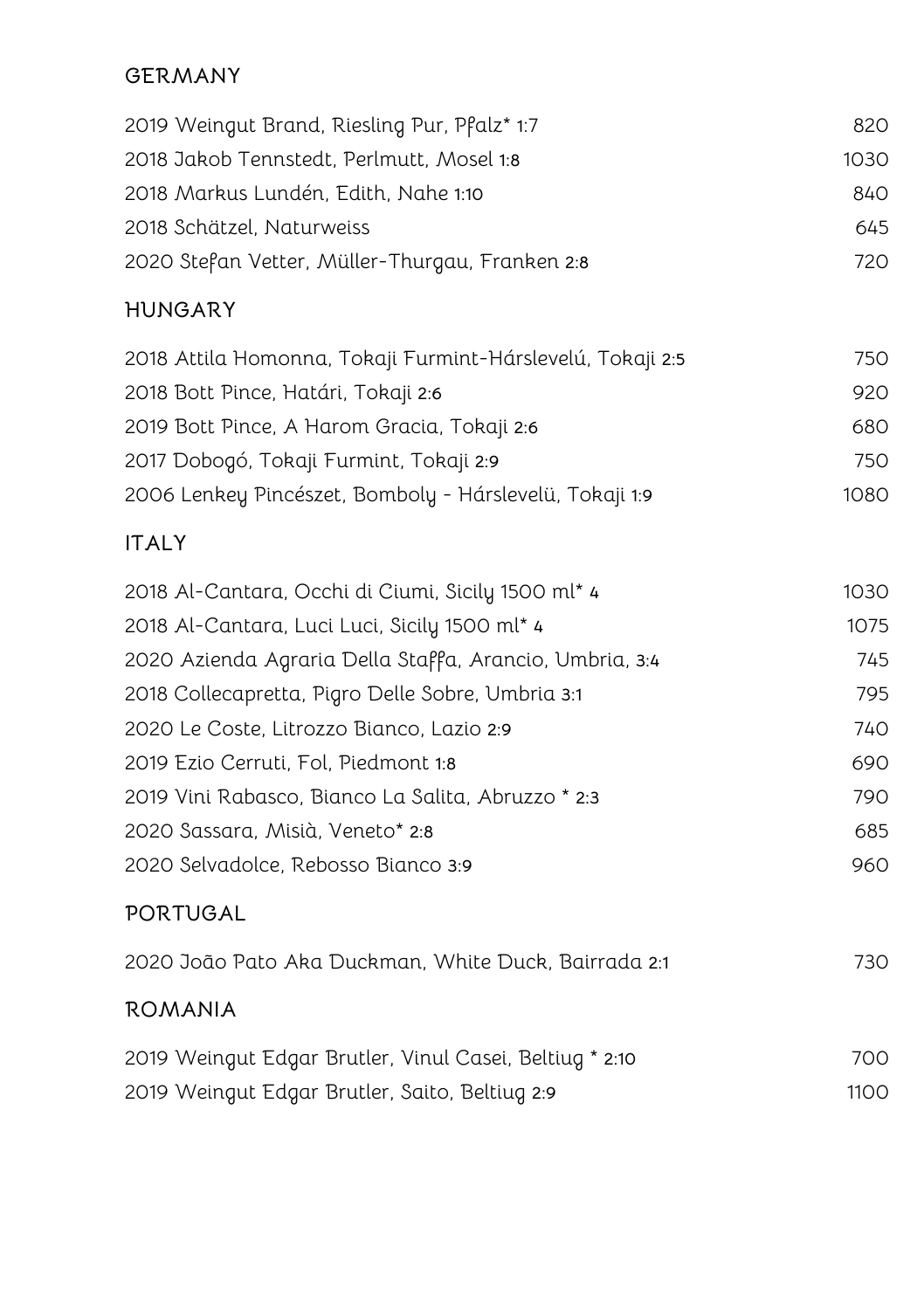## GERMANY

| | |
|---|---:|
| 2019 Weingut Brand, Riesling Pur, Pfalz* 1:7 | 820 |
| 2018 Jakob Tennstedt, Perlmutt, Mosel 1:8 | 1030 |
| 2018 Markus Lundén, Edith, Nahe 1:10 | 840 |
| 2018 Schätzel, Naturweiss | 645 |
| 2020 Stefan Vetter, Müller-Thurgau, Franken 2:8 | 720 |

## HUNGARY

| | |
|---|---:|
| 2018 Attila Homonna, Tokaji Furmint-Hárslevelú, Tokaji 2:5 | 750 |
| 2018 Bott Pince, Határi, Tokaji 2:6 | 920 |
| 2019 Bott Pince, A Harom Gracia, Tokaji 2:6 | 680 |
| 2017 Dobogó, Tokaji Furmint, Tokaji 2:9 | 750 |
| 2006 Lenkey Pincészet, Bomboly - Hárslevelü, Tokaji 1:9 | 1080 |

## ITALY

| | |
|---|---:|
| 2018 Al-Cantara, Occhi di Ciumi, Sicily 1500 ml* 4 | 1030 |
| 2018 Al-Cantara, Luci Luci, Sicily 1500 ml* 4 | 1075 |
| 2020 Azienda Agraria Della Staffa, Arancio, Umbria, 3:4 | 745 |
| 2018 Collecapretta, Pigro Delle Sobre, Umbria 3:1 | 795 |
| 2020 Le Coste, Litrozzo Bianco, Lazio 2:9 | 740 |
| 2019 Ezio Cerruti, Fol, Piedmont 1:8 | 690 |
| 2019 Vini Rabasco, Bianco La Salita, Abruzzo * 2:3 | 790 |
| 2020 Sassara, Misià, Veneto* 2:8 | 685 |
| 2020 Selvadolce, Rebosso Bianco 3:9 | 960 |

## PORTUGAL

| | |
|---|---:|
| 2020 João Pato Aka Duckman, White Duck, Bairrada 2:1 | 730 |

## ROMANIA

| | |
|---|---:|
| 2019 Weingut Edgar Brutler, Vinul Casei, Beltiug * 2:10 | 700 |
| 2019 Weingut Edgar Brutler, Saito, Beltiug 2:9 | 1100 |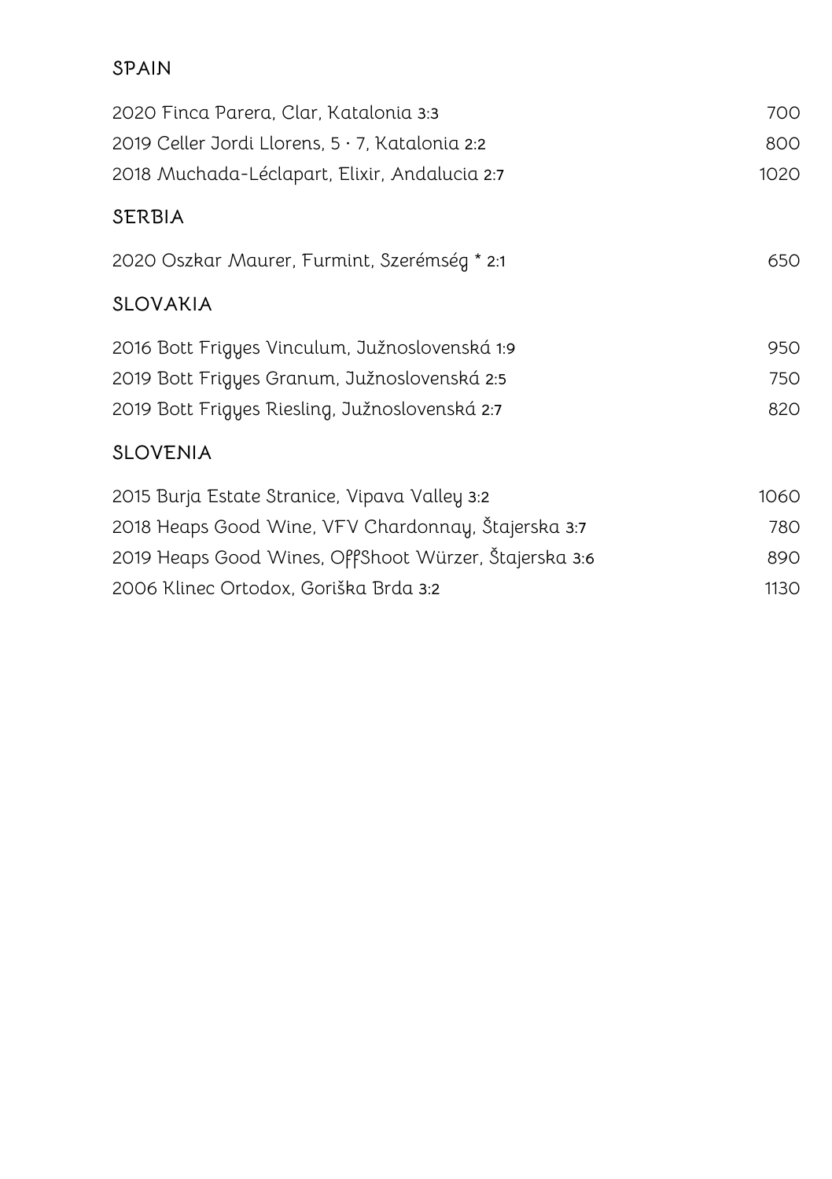## SPAIN

| | |
|---|---|
| 2020 Finca Parera, Clar, Katalonia 3:3 | 700 |
| 2019 Celler Jordi Llorens, 5 · 7, Katalonia 2:2 | 800 |
| 2018 Muchada-Léclapart, Elixir, Andalucia 2:7 | 1020 |

## SERBIA

| | |
|---|---|
| 2020 Oszkar Maurer, Furmint, Szerémség * 2:1 | 650 |

## SLOVAKIA

| | |
|---|---|
| 2016 Bott Frigyes Vinculum, Južnoslovenská 1:9 | 950 |
| 2019 Bott Frigyes Granum, Južnoslovenská 2:5 | 750 |
| 2019 Bott Frigyes Riesling, Južnoslovenská 2:7 | 820 |

## SLOVENIA

| | |
|---|---|
| 2015 Burja Estate Stranice, Vipava Valley 3:2 | 1060 |
| 2018 Heaps Good Wine, VFV Chardonnay, Štajerska 3:7 | 780 |
| 2019 Heaps Good Wines, OffShoot Würzer, Štajerska 3:6 | 890 |
| 2006 Klinec Ortodox, Goriška Brda 3:2 | 1130 |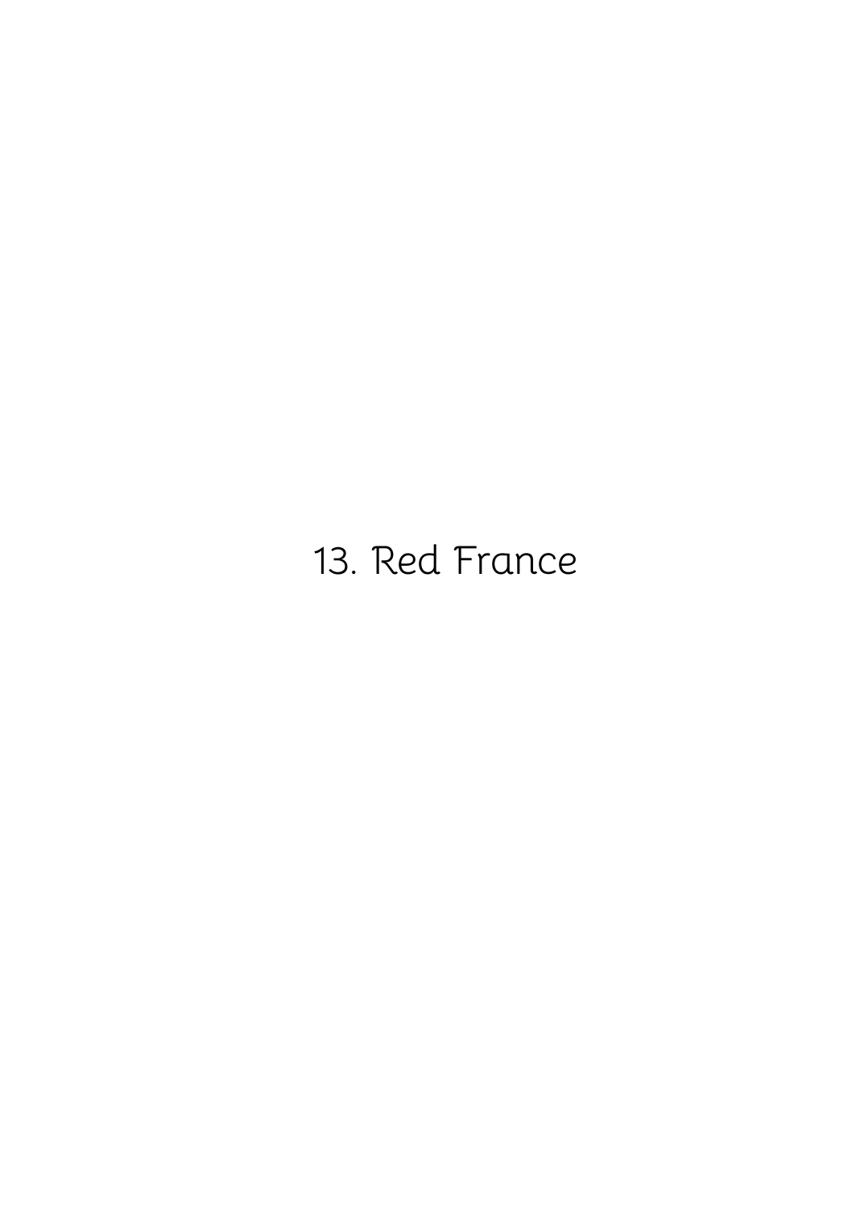# 13. Red France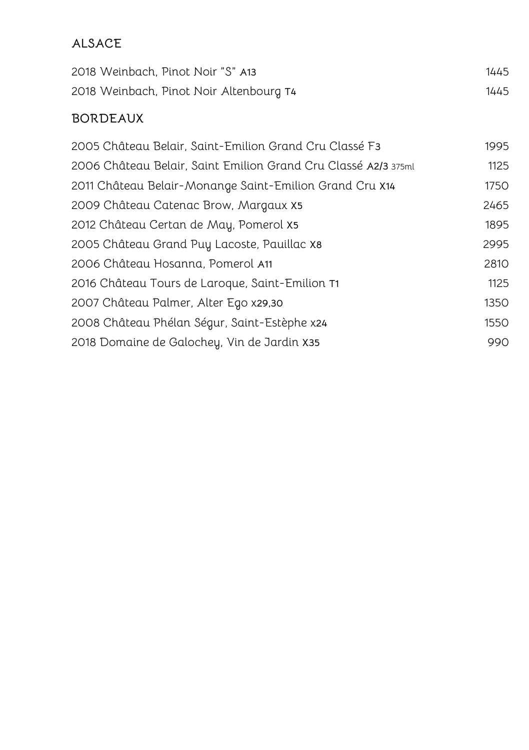## ALSACE

| | |
|---|---|
| 2018 Weinbach, Pinot Noir "S" A13 | 1445 |
| 2018 Weinbach, Pinot Noir Altenbourg T4 | 1445 |

## BORDEAUX

| | |
|---|---|
| 2005 Château Belair, Saint-Emilion Grand Cru Classé F3 | 1995 |
| 2006 Château Belair, Saint Emilion Grand Cru Classé A2/3 375ml | 1125 |
| 2011 Château Belair-Monange Saint-Emilion Grand Cru X14 | 1750 |
| 2009 Château Catenac Brow, Margaux X5 | 2465 |
| 2012 Château Certan de May, Pomerol X5 | 1895 |
| 2005 Château Grand Puy Lacoste, Pauillac X8 | 2995 |
| 2006 Château Hosanna, Pomerol A11 | 2810 |
| 2016 Château Tours de Laroque, Saint-Emilion T1 | 1125 |
| 2007 Château Palmer, Alter Ego x29,30 | 1350 |
| 2008 Château Phélan Ségur, Saint-Estèphe x24 | 1550 |
| 2018 Domaine de Galochey, Vin de Jardin X35 | 990 |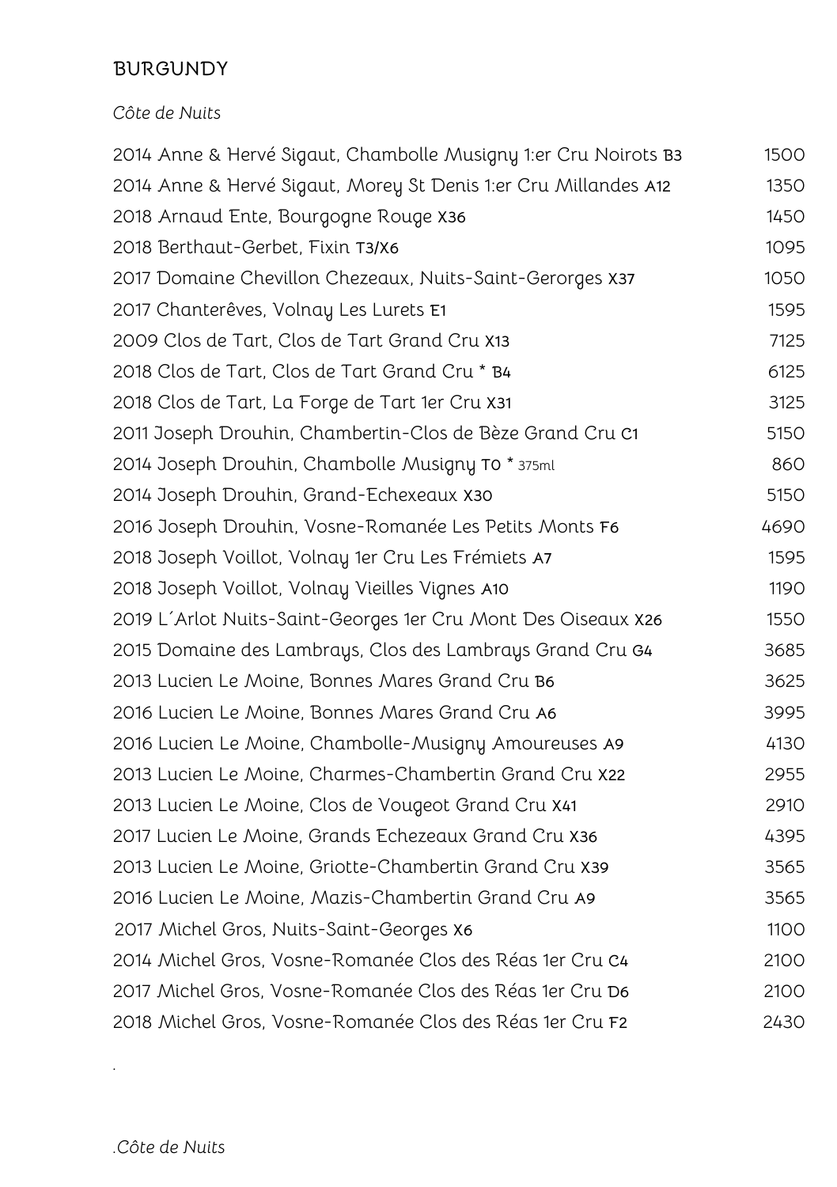## BURGUNDY

*Côte de Nuits*

| Wine | Price |
|---|---|
| 2014 Anne & Hervé Sigaut, Chambolle Musigny 1:er Cru Noirots B3 | 1500 |
| 2014 Anne & Hervé Sigaut, Morey St Denis 1:er Cru Millandes A12 | 1350 |
| 2018 Arnaud Ente, Bourgogne Rouge X36 | 1450 |
| 2018 Berthaut-Gerbet, Fixin T3/X6 | 1095 |
| 2017 Domaine Chevillon Chezeaux, Nuits-Saint-Gerorges X37 | 1050 |
| 2017 Chanterêves, Volnay Les Lurets E1 | 1595 |
| 2009 Clos de Tart, Clos de Tart Grand Cru X13 | 7125 |
| 2018 Clos de Tart, Clos de Tart Grand Cru * B4 | 6125 |
| 2018 Clos de Tart, La Forge de Tart 1er Cru X31 | 3125 |
| 2011 Joseph Drouhin, Chambertin-Clos de Bèze Grand Cru C1 | 5150 |
| 2014 Joseph Drouhin, Chambolle Musigny T0 * 375ml | 860 |
| 2014 Joseph Drouhin, Grand-Echexeaux X30 | 5150 |
| 2016 Joseph Drouhin, Vosne-Romanée Les Petits Monts F6 | 4690 |
| 2018 Joseph Voillot, Volnay 1er Cru Les Frémiets A7 | 1595 |
| 2018 Joseph Voillot, Volnay Vieilles Vignes A10 | 1190 |
| 2019 L´Arlot Nuits-Saint-Georges 1er Cru Mont Des Oiseaux X26 | 1550 |
| 2015 Domaine des Lambrays, Clos des Lambrays Grand Cru G4 | 3685 |
| 2013 Lucien Le Moine, Bonnes Mares Grand Cru B6 | 3625 |
| 2016 Lucien Le Moine, Bonnes Mares Grand Cru A6 | 3995 |
| 2016 Lucien Le Moine, Chambolle-Musigny Amoureuses A9 | 4130 |
| 2013 Lucien Le Moine, Charmes-Chambertin Grand Cru X22 | 2955 |
| 2013 Lucien Le Moine, Clos de Vougeot Grand Cru X41 | 2910 |
| 2017 Lucien Le Moine, Grands Echezeaux Grand Cru X36 | 4395 |
| 2013 Lucien Le Moine, Griotte-Chambertin Grand Cru X39 | 3565 |
| 2016 Lucien Le Moine, Mazis-Chambertin Grand Cru A9 | 3565 |
| 2017 Michel Gros, Nuits-Saint-Georges X6 | 1100 |
| 2014 Michel Gros, Vosne-Romanée Clos des Réas 1er Cru C4 | 2100 |
| 2017 Michel Gros, Vosne-Romanée Clos des Réas 1er Cru D6 | 2100 |
| 2018 Michel Gros, Vosne-Romanée Clos des Réas 1er Cru F2 | 2430 |

.

*.Côte de Nuits*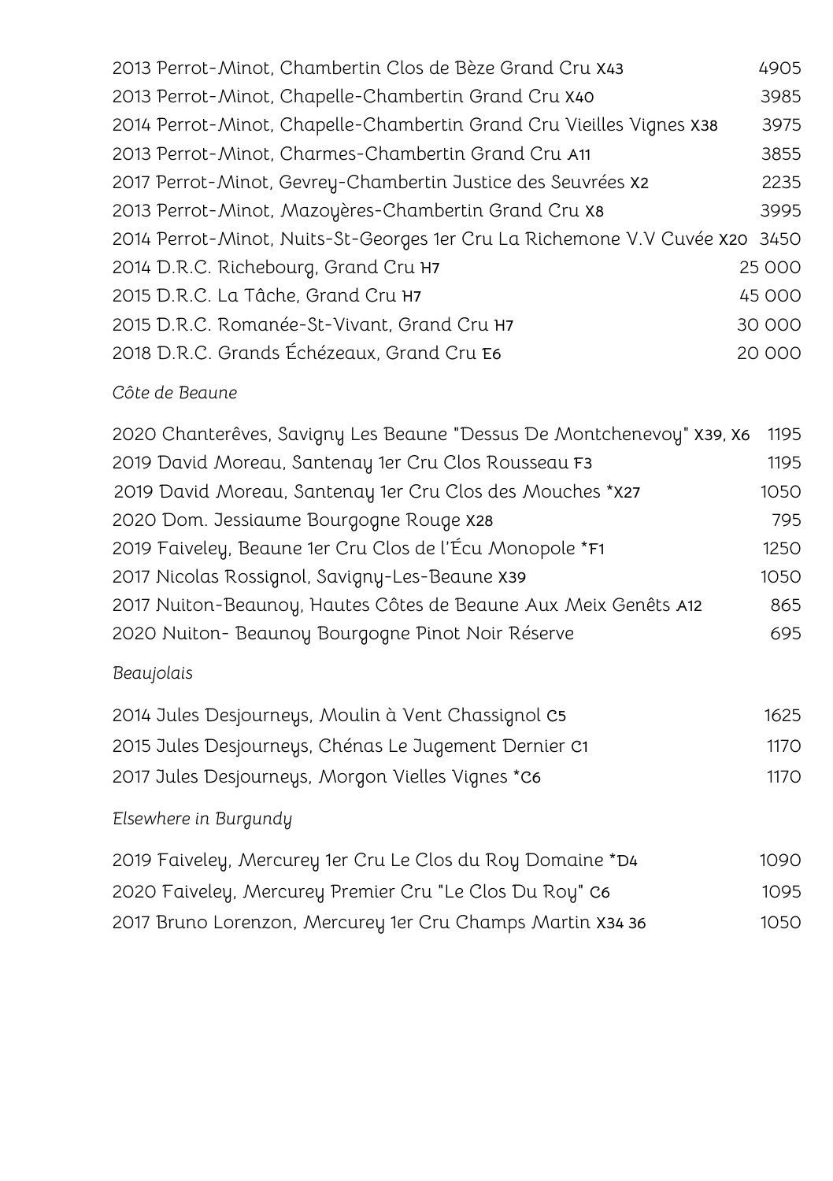| | |
|---|---|
| 2013 Perrot-Minot, Chambertin Clos de Bèze Grand Cru X43 | 4905 |
| 2013 Perrot-Minot, Chapelle-Chambertin Grand Cru X40 | 3985 |
| 2014 Perrot-Minot, Chapelle-Chambertin Grand Cru Vieilles Vignes X38 | 3975 |
| 2013 Perrot-Minot, Charmes-Chambertin Grand Cru A11 | 3855 |
| 2017 Perrot-Minot, Gevrey-Chambertin Justice des Seuvrées X2 | 2235 |
| 2013 Perrot-Minot, Mazoyères-Chambertin Grand Cru X8 | 3995 |
| 2014 Perrot-Minot, Nuits-St-Georges 1er Cru La Richemone V.V Cuvée X20 | 3450 |
| 2014 D.R.C. Richebourg, Grand Cru H7 | 25 000 |
| 2015 D.R.C. La Tâche, Grand Cru H7 | 45 000 |
| 2015 D.R.C. Romanée-St-Vivant, Grand Cru H7 | 30 000 |
| 2018 D.R.C. Grands Échézeaux, Grand Cru E6 | 20 000 |

*Côte de Beaune*

| | |
|---|---|
| 2020 Chanterêves, Savigny Les Beaune "Dessus De Montchenevoy" X39, X6 | 1195 |
| 2019 David Moreau, Santenay 1er Cru Clos Rousseau F3 | 1195 |
| 2019 David Moreau, Santenay 1er Cru Clos des Mouches *X27 | 1050 |
| 2020 Dom. Jessiaume Bourgogne Rouge X28 | 795 |
| 2019 Faiveley, Beaune 1er Cru Clos de l'Écu Monopole *F1 | 1250 |
| 2017 Nicolas Rossignol, Savigny-Les-Beaune X39 | 1050 |
| 2017 Nuiton-Beaunoy, Hautes Côtes de Beaune Aux Meix Genêts A12 | 865 |
| 2020 Nuiton- Beaunoy Bourgogne Pinot Noir Réserve | 695 |

*Beaujolais*

| | |
|---|---|
| 2014 Jules Desjourneys, Moulin à Vent Chassignol C5 | 1625 |
| 2015 Jules Desjourneys, Chénas Le Jugement Dernier C1 | 1170 |
| 2017 Jules Desjourneys, Morgon Vielles Vignes *C6 | 1170 |

*Elsewhere in Burgundy*

| | |
|---|---|
| 2019 Faiveley, Mercurey 1er Cru Le Clos du Roy Domaine *D4 | 1090 |
| 2020 Faiveley, Mercurey Premier Cru "Le Clos Du Roy" C6 | 1095 |
| 2017 Bruno Lorenzon, Mercurey 1er Cru Champs Martin X34 36 | 1050 |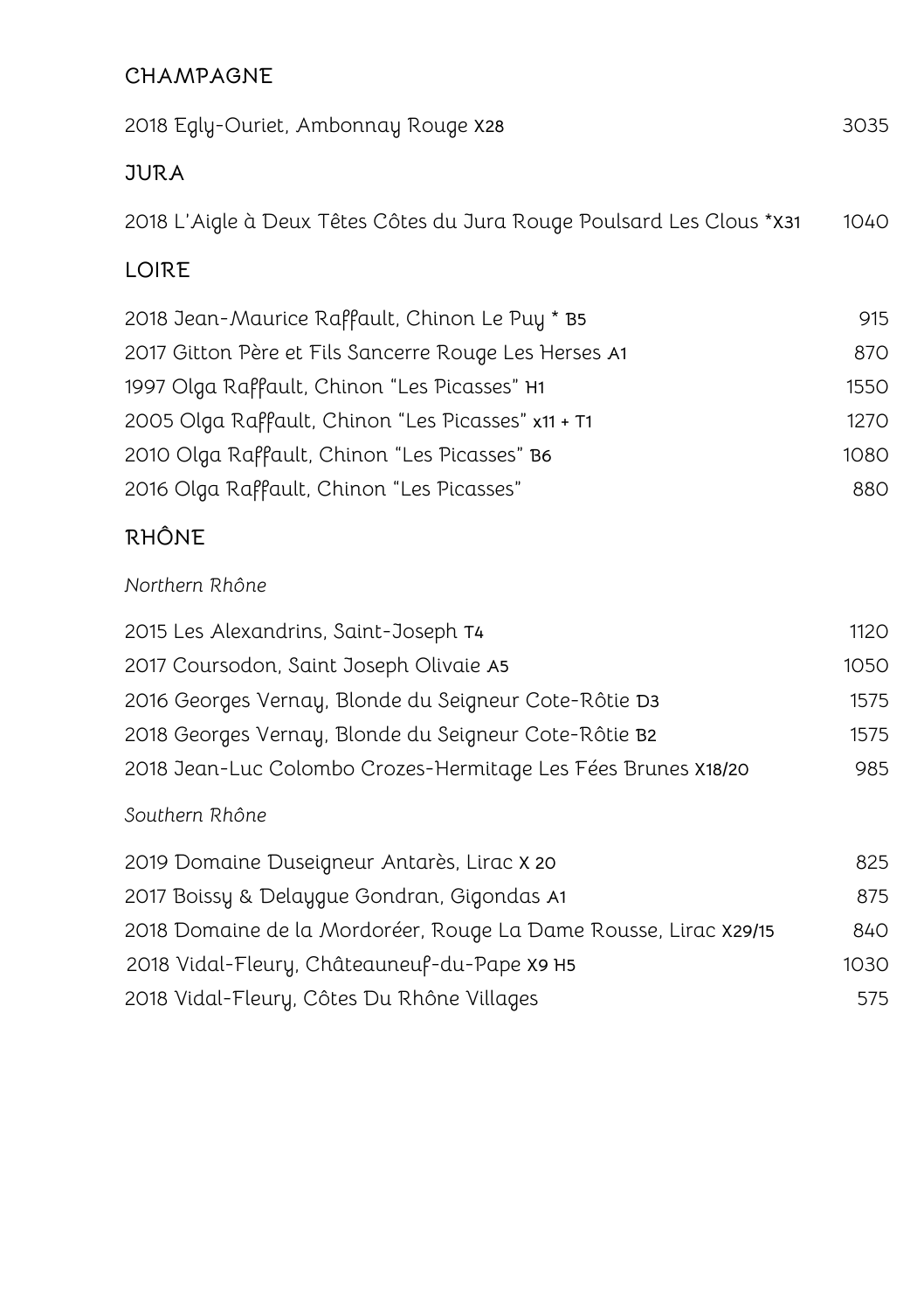## CHAMPAGNE

| | |
|---|---|
| 2018 Egly-Ouriet, Ambonnay Rouge **X28** | 3035 |

## JURA

| | |
|---|---|
| 2018 L'Aigle à Deux Têtes Côtes du Jura Rouge Poulsard Les Clous ***X31** | 1040 |

## LOIRE

| | |
|---|---|
| 2018 Jean-Maurice Raffault, Chinon Le Puy * **B5** | 915 |
| 2017 Gitton Père et Fils Sancerre Rouge Les Herses **A1** | 870 |
| 1997 Olga Raffault, Chinon "Les Picasses" **H1** | 1550 |
| 2005 Olga Raffault, Chinon "Les Picasses" **x11 + T1** | 1270 |
| 2010 Olga Raffault, Chinon "Les Picasses" **B6** | 1080 |
| 2016 Olga Raffault, Chinon "Les Picasses" | 880 |

## RHÔNE

*Northern Rhône*

| | |
|---|---|
| 2015 Les Alexandrins, Saint-Joseph **T4** | 1120 |
| 2017 Coursodon, Saint Joseph Olivaie **A5** | 1050 |
| 2016 Georges Vernay, Blonde du Seigneur Cote-Rôtie **D3** | 1575 |
| 2018 Georges Vernay, Blonde du Seigneur Cote-Rôtie **B2** | 1575 |
| 2018 Jean-Luc Colombo Crozes-Hermitage Les Fées Brunes **X18/20** | 985 |

*Southern Rhône*

| | |
|---|---|
| 2019 Domaine Duseigneur Antarès, Lirac **X 20** | 825 |
| 2017 Boissy & Delaygue Gondran, Gigondas **A1** | 875 |
| 2018 Domaine de la Mordoréer, Rouge La Dame Rousse, Lirac **X29/15** | 840 |
| 2018 Vidal-Fleury, Châteauneuf-du-Pape **X9 H5** | 1030 |
| 2018 Vidal-Fleury, Côtes Du Rhône Villages | 575 |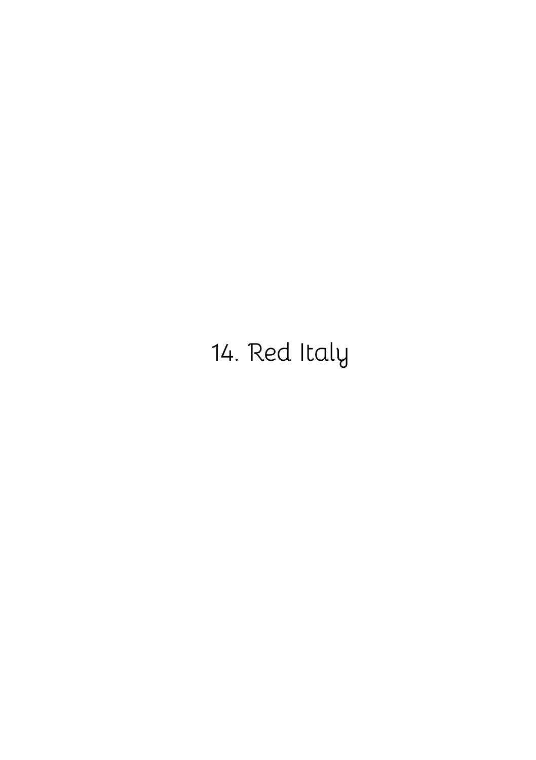# 14. Red Italy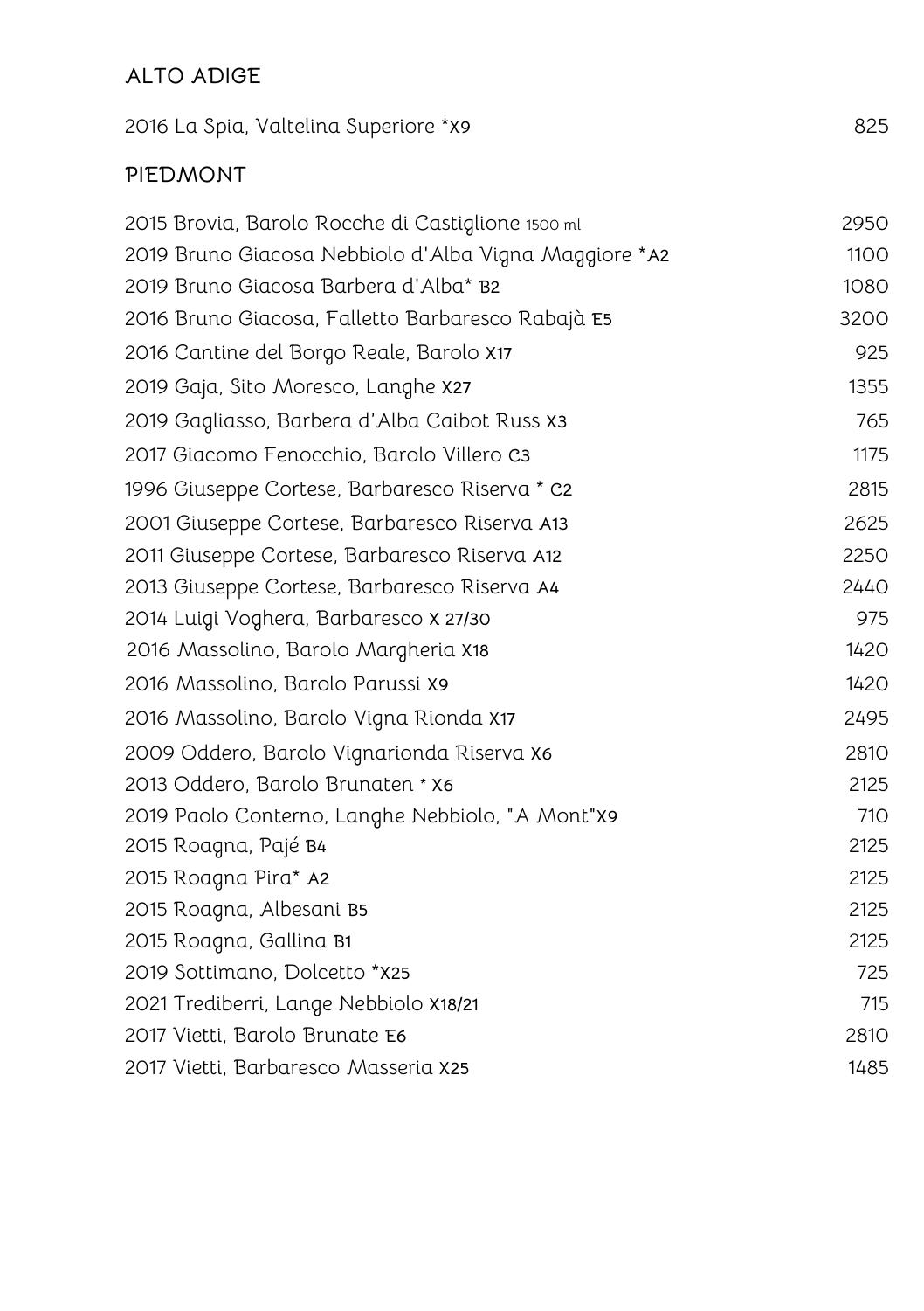## ALTO ADIGE

| | |
|---|---|
| 2016 La Spia, Valtelina Superiore *X9 | 825 |

## PIEDMONT

| | |
|---|---|
| 2015 Brovia, Barolo Rocche di Castiglione 1500 ml | 2950 |
| 2019 Bruno Giacosa Nebbiolo d'Alba Vigna Maggiore *A2 | 1100 |
| 2019 Bruno Giacosa Barbera d'Alba* B2 | 1080 |
| 2016 Bruno Giacosa, Falletto Barbaresco Rabajà E5 | 3200 |
| 2016 Cantine del Borgo Reale, Barolo X17 | 925 |
| 2019 Gaja, Sito Moresco, Langhe X27 | 1355 |
| 2019 Gagliasso, Barbera d'Alba Caibot Russ X3 | 765 |
| 2017 Giacomo Fenocchio, Barolo Villero C3 | 1175 |
| 1996 Giuseppe Cortese, Barbaresco Riserva * C2 | 2815 |
| 2001 Giuseppe Cortese, Barbaresco Riserva A13 | 2625 |
| 2011 Giuseppe Cortese, Barbaresco Riserva A12 | 2250 |
| 2013 Giuseppe Cortese, Barbaresco Riserva A4 | 2440 |
| 2014 Luigi Voghera, Barbaresco X 27/30 | 975 |
| 2016 Massolino, Barolo Margheria X18 | 1420 |
| 2016 Massolino, Barolo Parussi X9 | 1420 |
| 2016 Massolino, Barolo Vigna Rionda X17 | 2495 |
| 2009 Oddero, Barolo Vignarionda Riserva X6 | 2810 |
| 2013 Oddero, Barolo Brunaten * X6 | 2125 |
| 2019 Paolo Conterno, Langhe Nebbiolo, "A Mont"X9 | 710 |
| 2015 Roagna, Pajé B4 | 2125 |
| 2015 Roagna Pira* A2 | 2125 |
| 2015 Roagna, Albesani B5 | 2125 |
| 2015 Roagna, Gallina B1 | 2125 |
| 2019 Sottimano, Dolcetto *X25 | 725 |
| 2021 Trediberri, Lange Nebbiolo X18/21 | 715 |
| 2017 Vietti, Barolo Brunate E6 | 2810 |
| 2017 Vietti, Barbaresco Masseria X25 | 1485 |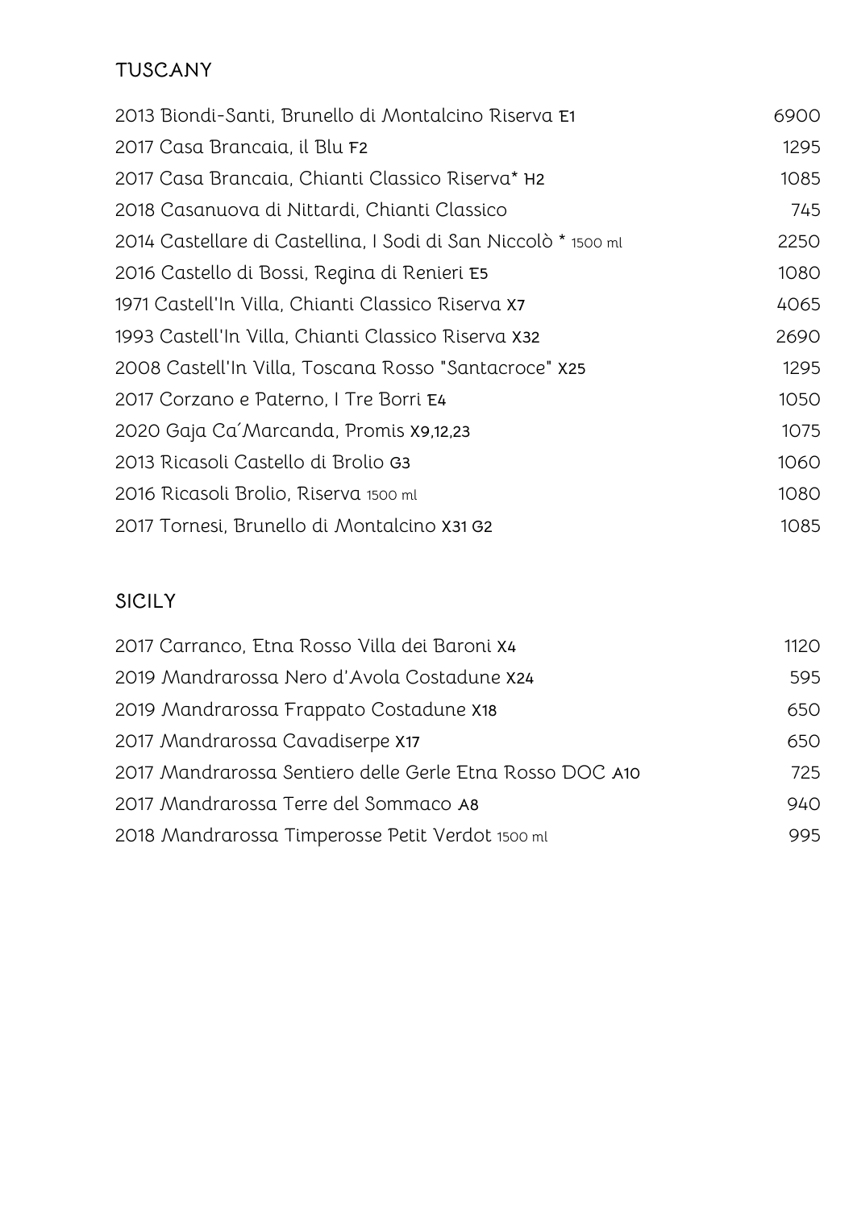## TUSCANY

| | |
|---|---|
| 2013 Biondi-Santi, Brunello di Montalcino Riserva E1 | 6900 |
| 2017 Casa Brancaia, il Blu F2 | 1295 |
| 2017 Casa Brancaia, Chianti Classico Riserva* H2 | 1085 |
| 2018 Casanuova di Nittardi, Chianti Classico | 745 |
| 2014 Castellare di Castellina, I Sodi di San Niccolò * 1500 ml | 2250 |
| 2016 Castello di Bossi, Regina di Renieri E5 | 1080 |
| 1971 Castell'In Villa, Chianti Classico Riserva X7 | 4065 |
| 1993 Castell'In Villa, Chianti Classico Riserva X32 | 2690 |
| 2008 Castell'In Villa, Toscana Rosso "Santacroce" X25 | 1295 |
| 2017 Corzano e Paterno, I Tre Borri E4 | 1050 |
| 2020 Gaja Ca´Marcanda, Promis X9,12,23 | 1075 |
| 2013 Ricasoli Castello di Brolio G3 | 1060 |
| 2016 Ricasoli Brolio, Riserva 1500 ml | 1080 |
| 2017 Tornesi, Brunello di Montalcino X31 G2 | 1085 |

## SICILY

| | |
|---|---|
| 2017 Carranco, Etna Rosso Villa dei Baroni X4 | 1120 |
| 2019 Mandrarossa Nero d'Avola Costadune X24 | 595 |
| 2019 Mandrarossa Frappato Costadune X18 | 650 |
| 2017 Mandrarossa Cavadiserpe X17 | 650 |
| 2017 Mandrarossa Sentiero delle Gerle Etna Rosso DOC A10 | 725 |
| 2017 Mandrarossa Terre del Sommaco A8 | 940 |
| 2018 Mandrarossa Timperosse Petit Verdot 1500 ml | 995 |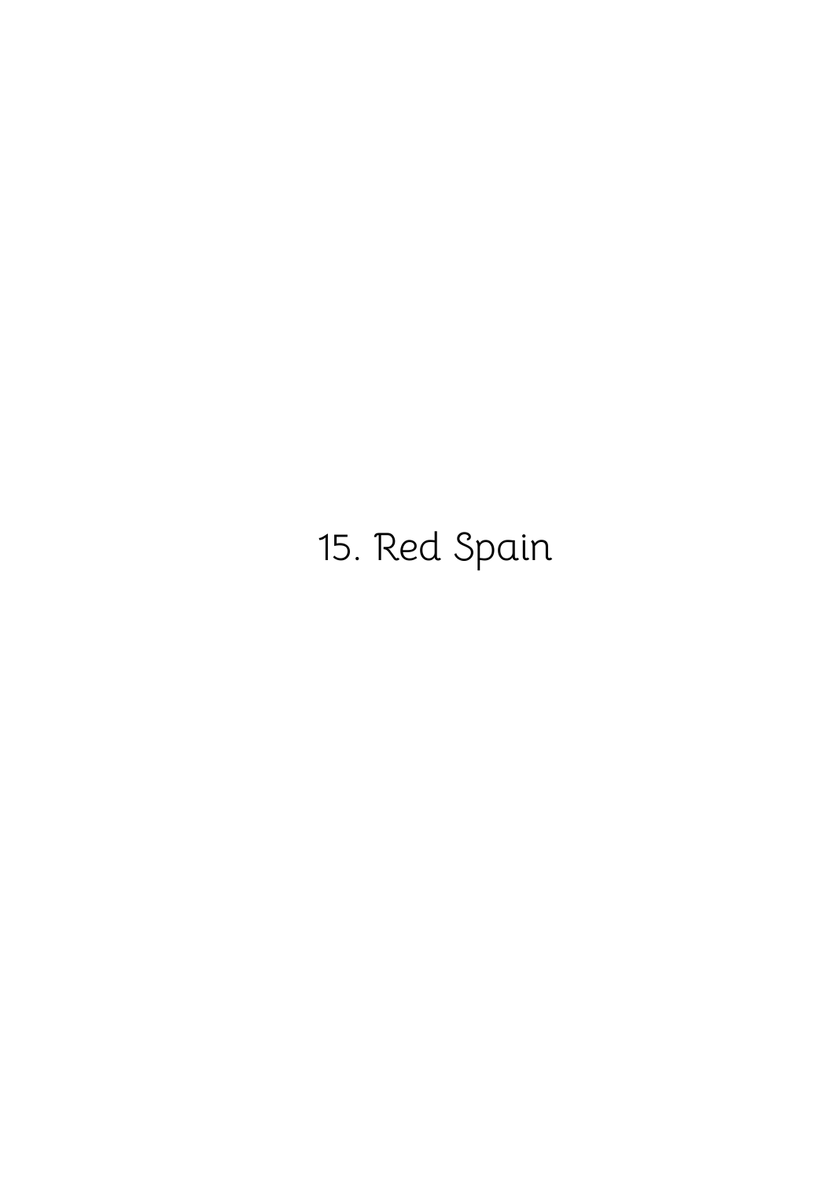# 15. Red Spain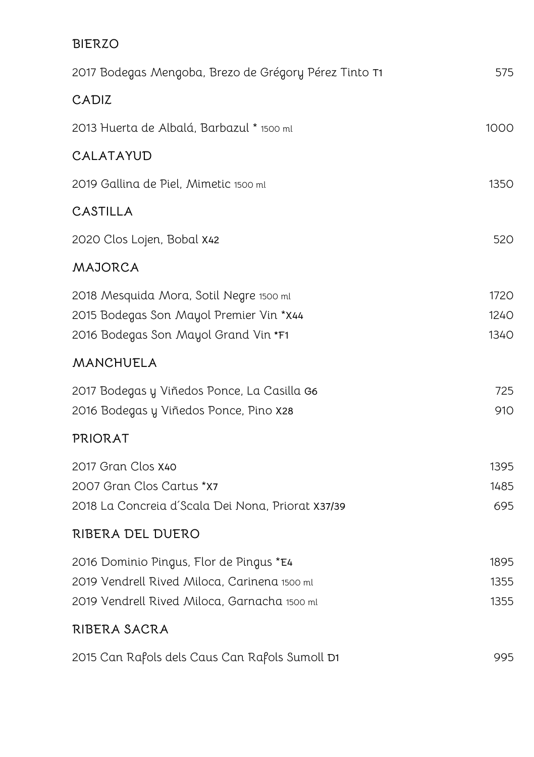## BIERZO

| | |
|---|---|
| 2017 Bodegas Mengoba, Brezo de Grégory Pérez Tinto **T1** | 575 |

## CADIZ

| | |
|---|---|
| 2013 Huerta de Albalá, Barbazul * 1500 ml | 1000 |

## CALATAYUD

| | |
|---|---|
| 2019 Gallina de Piel, Mimetic 1500 ml | 1350 |

## CASTILLA

| | |
|---|---|
| 2020 Clos Lojen, Bobal **X42** | 520 |

## MAJORCA

| | |
|---|---|
| 2018 Mesquida Mora, Sotil Negre 1500 ml | 1720 |
| 2015 Bodegas Son Mayol Premier Vin ***X44** | 1240 |
| 2016 Bodegas Son Mayol Grand Vin ***F1** | 1340 |

## MANCHUELA

| | |
|---|---|
| 2017 Bodegas y Viñedos Ponce, La Casilla **G6** | 725 |
| 2016 Bodegas y Viñedos Ponce, Pino **X28** | 910 |

## PRIORAT

| | |
|---|---|
| 2017 Gran Clos **X40** | 1395 |
| 2007 Gran Clos Cartus ***X7** | 1485 |
| 2018 La Concreia d´Scala Dei Nona, Priorat **X37/39** | 695 |

## RIBERA DEL DUERO

| | |
|---|---|
| 2016 Dominio Pingus, Flor de Pingus ***E4** | 1895 |
| 2019 Vendrell Rived Miloca, Carinena 1500 ml | 1355 |
| 2019 Vendrell Rived Miloca, Garnacha 1500 ml | 1355 |

## RIBERA SACRA

| | |
|---|---|
| 2015 Can Rafols dels Caus Can Rafols Sumoll **D1** | 995 |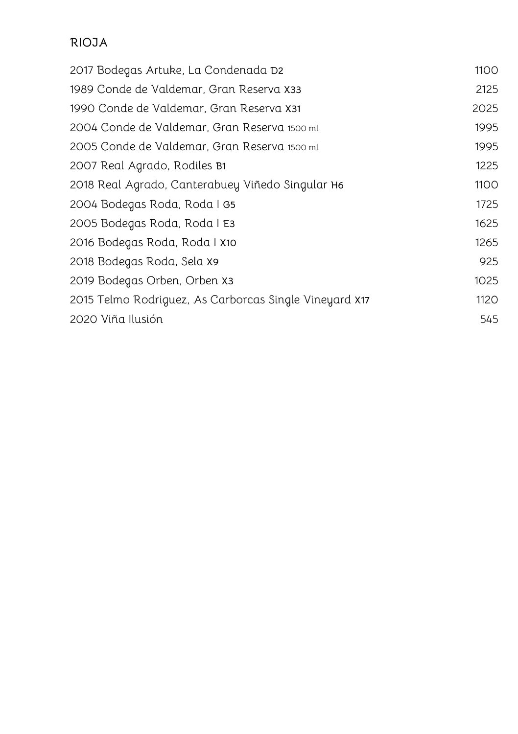## RIOJA

| | |
|---|---|
| 2017 Bodegas Artuke, La Condenada D2 | 1100 |
| 1989 Conde de Valdemar, Gran Reserva X33 | 2125 |
| 1990 Conde de Valdemar, Gran Reserva X31 | 2025 |
| 2004 Conde de Valdemar, Gran Reserva 1500 ml | 1995 |
| 2005 Conde de Valdemar, Gran Reserva 1500 ml | 1995 |
| 2007 Real Agrado, Rodiles B1 | 1225 |
| 2018 Real Agrado, Canterabuey Viñedo Singular H6 | 1100 |
| 2004 Bodegas Roda, Roda I G5 | 1725 |
| 2005 Bodegas Roda, Roda I E3 | 1625 |
| 2016 Bodegas Roda, Roda I X10 | 1265 |
| 2018 Bodegas Roda, Sela X9 | 925 |
| 2019 Bodegas Orben, Orben X3 | 1025 |
| 2015 Telmo Rodriguez, As Carborcas Single Vineyard X17 | 1120 |
| 2020 Viña Ilusión | 545 |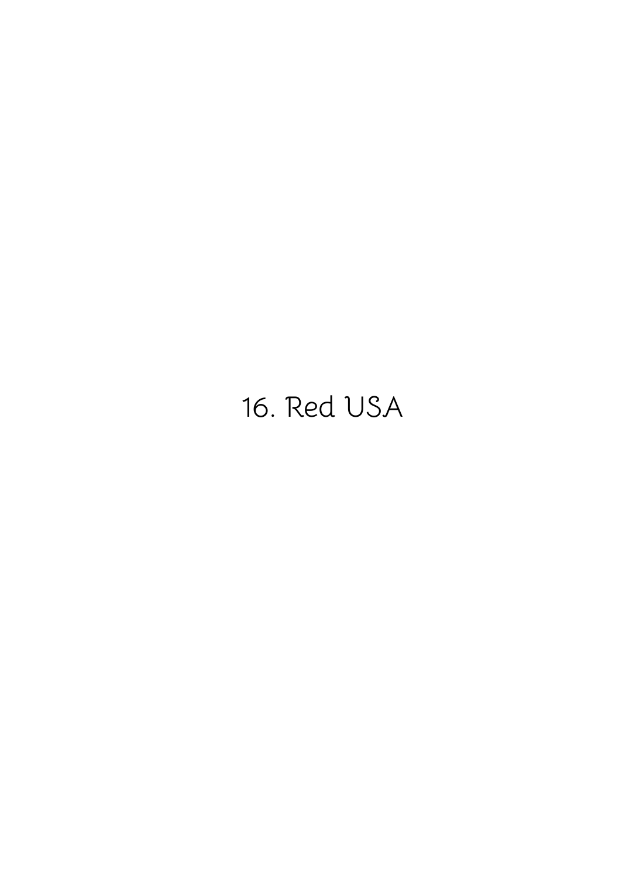# 16. Red USA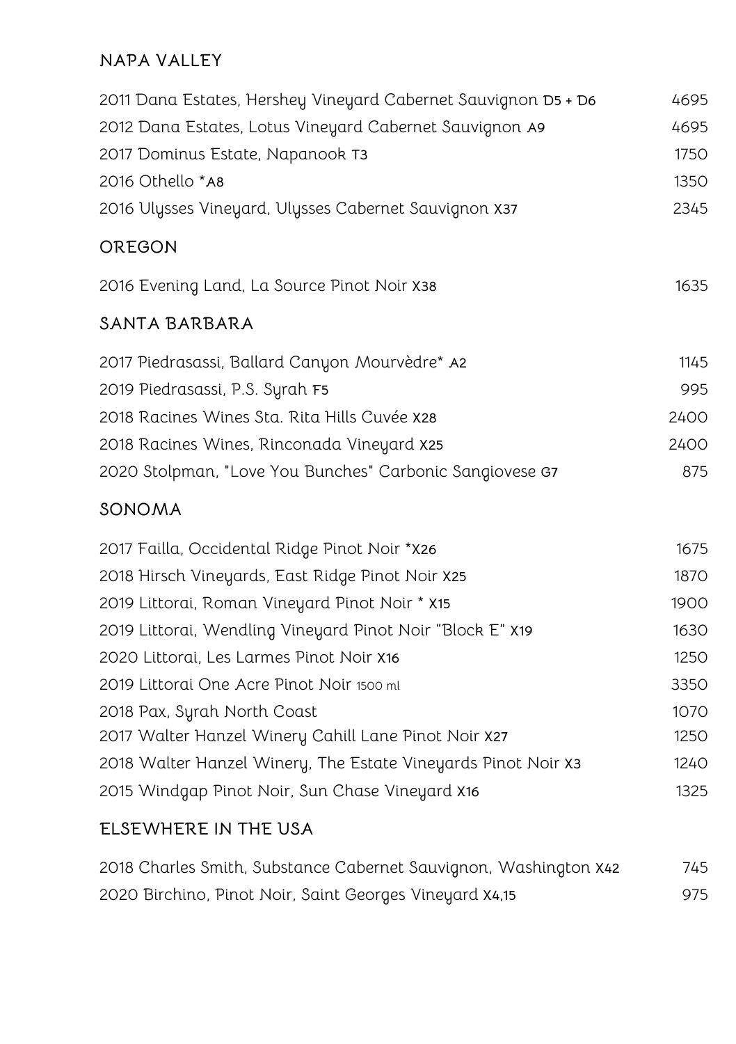## NAPA VALLEY

| | |
|---|---|
| 2011 Dana Estates, Hershey Vineyard Cabernet Sauvignon D5 + D6 | 4695 |
| 2012 Dana Estates, Lotus Vineyard Cabernet Sauvignon A9 | 4695 |
| 2017 Dominus Estate, Napanook T3 | 1750 |
| 2016 Othello *A8 | 1350 |
| 2016 Ulysses Vineyard, Ulysses Cabernet Sauvignon X37 | 2345 |

## OREGON

| | |
|---|---|
| 2016 Evening Land, La Source Pinot Noir X38 | 1635 |

## SANTA BARBARA

| | |
|---|---|
| 2017 Piedrasassi, Ballard Canyon Mourvèdre* A2 | 1145 |
| 2019 Piedrasassi, P.S. Syrah F5 | 995 |
| 2018 Racines Wines Sta. Rita Hills Cuvée X28 | 2400 |
| 2018 Racines Wines, Rinconada Vineyard X25 | 2400 |
| 2020 Stolpman, "Love You Bunches" Carbonic Sangiovese G7 | 875 |

## SONOMA

| | |
|---|---|
| 2017 Failla, Occidental Ridge Pinot Noir *X26 | 1675 |
| 2018 Hirsch Vineyards, East Ridge Pinot Noir X25 | 1870 |
| 2019 Littorai, Roman Vineyard Pinot Noir * X15 | 1900 |
| 2019 Littorai, Wendling Vineyard Pinot Noir "Block E" X19 | 1630 |
| 2020 Littorai, Les Larmes Pinot Noir X16 | 1250 |
| 2019 Littorai One Acre Pinot Noir 1500 ml | 3350 |
| 2018 Pax, Syrah North Coast | 1070 |
| 2017 Walter Hanzel Winery Cahill Lane Pinot Noir X27 | 1250 |
| 2018 Walter Hanzel Winery, The Estate Vineyards Pinot Noir X3 | 1240 |
| 2015 Windgap Pinot Noir, Sun Chase Vineyard X16 | 1325 |

## ELSEWHERE IN THE USA

| | |
|---|---|
| 2018 Charles Smith, Substance Cabernet Sauvignon, Washington X42 | 745 |
| 2020 Birchino, Pinot Noir, Saint Georges Vineyard X4,15 | 975 |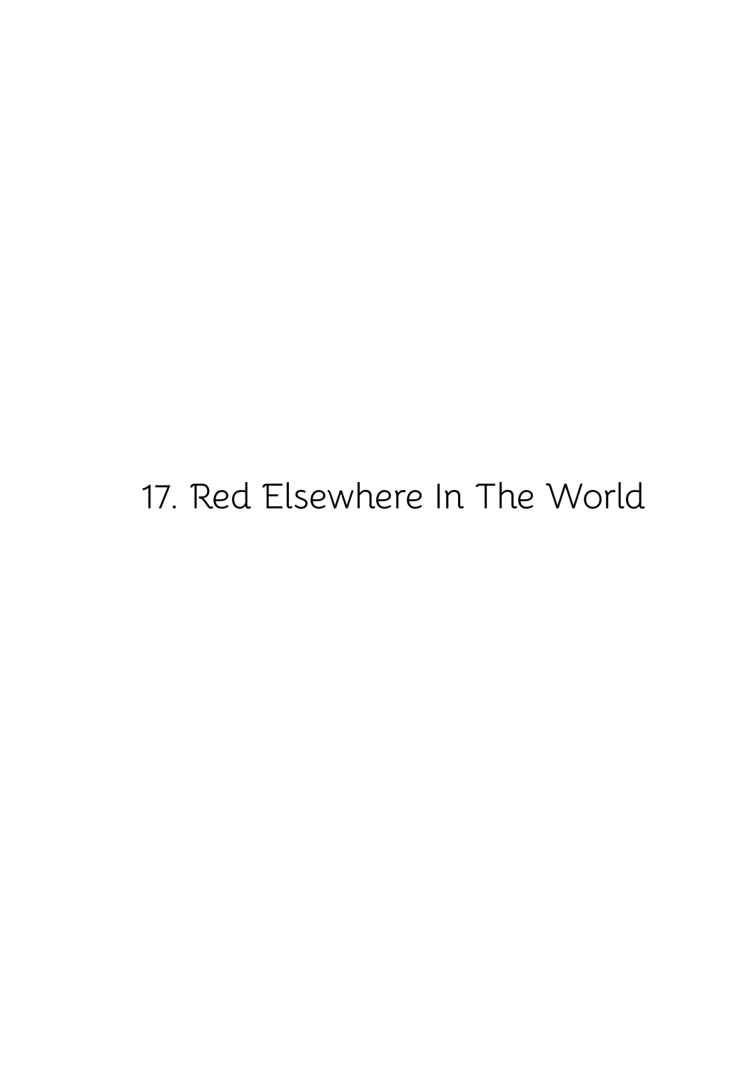# 17. Red Elsewhere In The World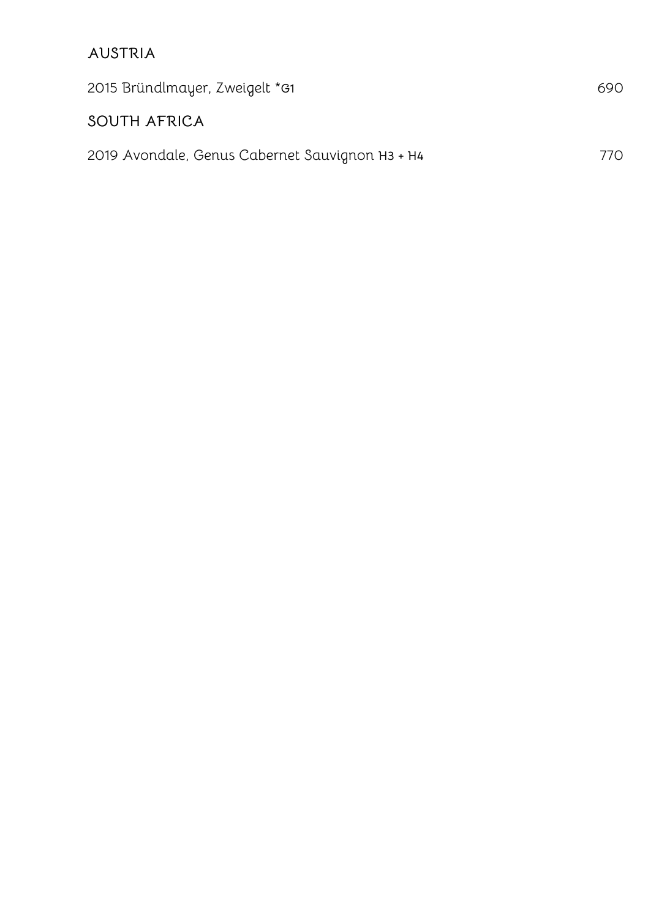## AUSTRIA

| | |
|---|---|
| 2015 Bründlmayer, Zweigelt *G1 | 690 |

## SOUTH AFRICA

| | |
|---|---|
| 2019 Avondale, Genus Cabernet Sauvignon H3 + H4 | 770 |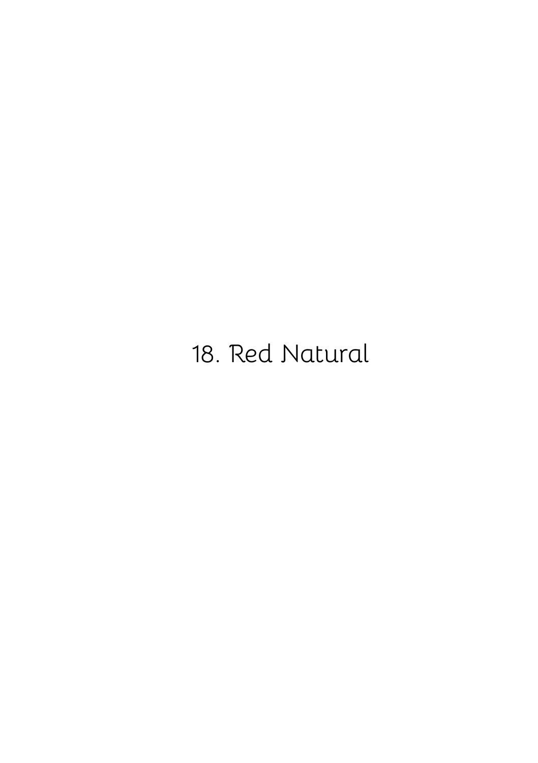# 18. Red Natural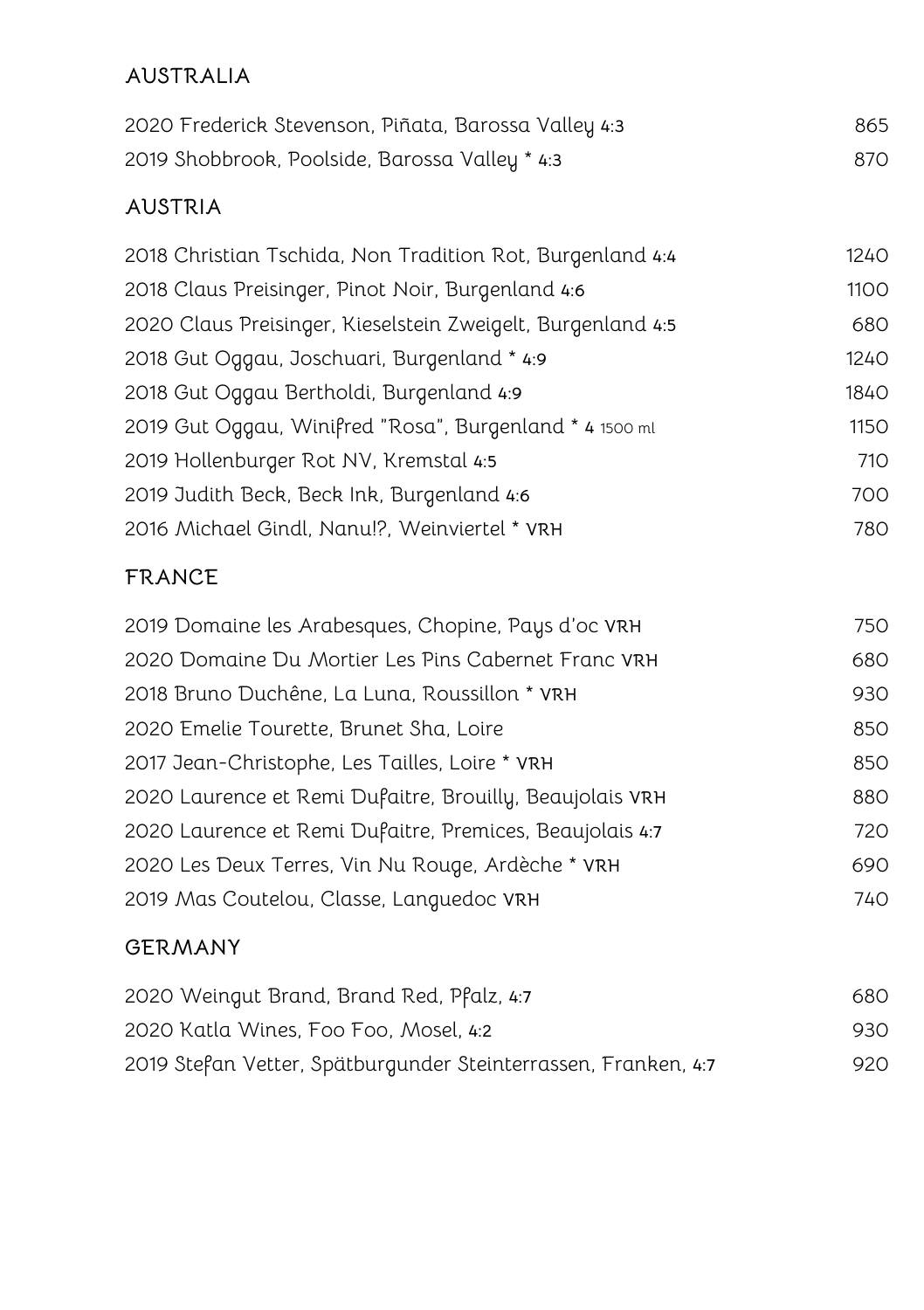## AUSTRALIA

| | |
|---|---|
| 2020 Frederick Stevenson, Piñata, Barossa Valley 4:3 | 865 |
| 2019 Shobbrook, Poolside, Barossa Valley * 4:3 | 870 |

## AUSTRIA

| | |
|---|---|
| 2018 Christian Tschida, Non Tradition Rot, Burgenland 4:4 | 1240 |
| 2018 Claus Preisinger, Pinot Noir, Burgenland 4:6 | 1100 |
| 2020 Claus Preisinger, Kieselstein Zweigelt, Burgenland 4:5 | 680 |
| 2018 Gut Oggau, Joschuari, Burgenland * 4:9 | 1240 |
| 2018 Gut Oggau Bertholdi, Burgenland 4:9 | 1840 |
| 2019 Gut Oggau, Winifred "Rosa", Burgenland * 4 1500 ml | 1150 |
| 2019 Hollenburger Rot NV, Kremstal 4:5 | 710 |
| 2019 Judith Beck, Beck Ink, Burgenland 4:6 | 700 |
| 2016 Michael Gindl, Nanu!?, Weinviertel * VRH | 780 |

## FRANCE

| | |
|---|---|
| 2019 Domaine les Arabesques, Chopine, Pays d'oc VRH | 750 |
| 2020 Domaine Du Mortier Les Pins Cabernet Franc VRH | 680 |
| 2018 Bruno Duchêne, La Luna, Roussillon * VRH | 930 |
| 2020 Emelie Tourette, Brunet Sha, Loire | 850 |
| 2017 Jean-Christophe, Les Tailles, Loire * VRH | 850 |
| 2020 Laurence et Remi Dufaitre, Brouilly, Beaujolais VRH | 880 |
| 2020 Laurence et Remi Dufaitre, Premices, Beaujolais 4:7 | 720 |
| 2020 Les Deux Terres, Vin Nu Rouge, Ardèche * VRH | 690 |
| 2019 Mas Coutelou, Classe, Languedoc VRH | 740 |

## GERMANY

| | |
|---|---|
| 2020 Weingut Brand, Brand Red, Pfalz, 4:7 | 680 |
| 2020 Katla Wines, Foo Foo, Mosel, 4:2 | 930 |
| 2019 Stefan Vetter, Spätburgunder Steinterrassen, Franken, 4:7 | 920 |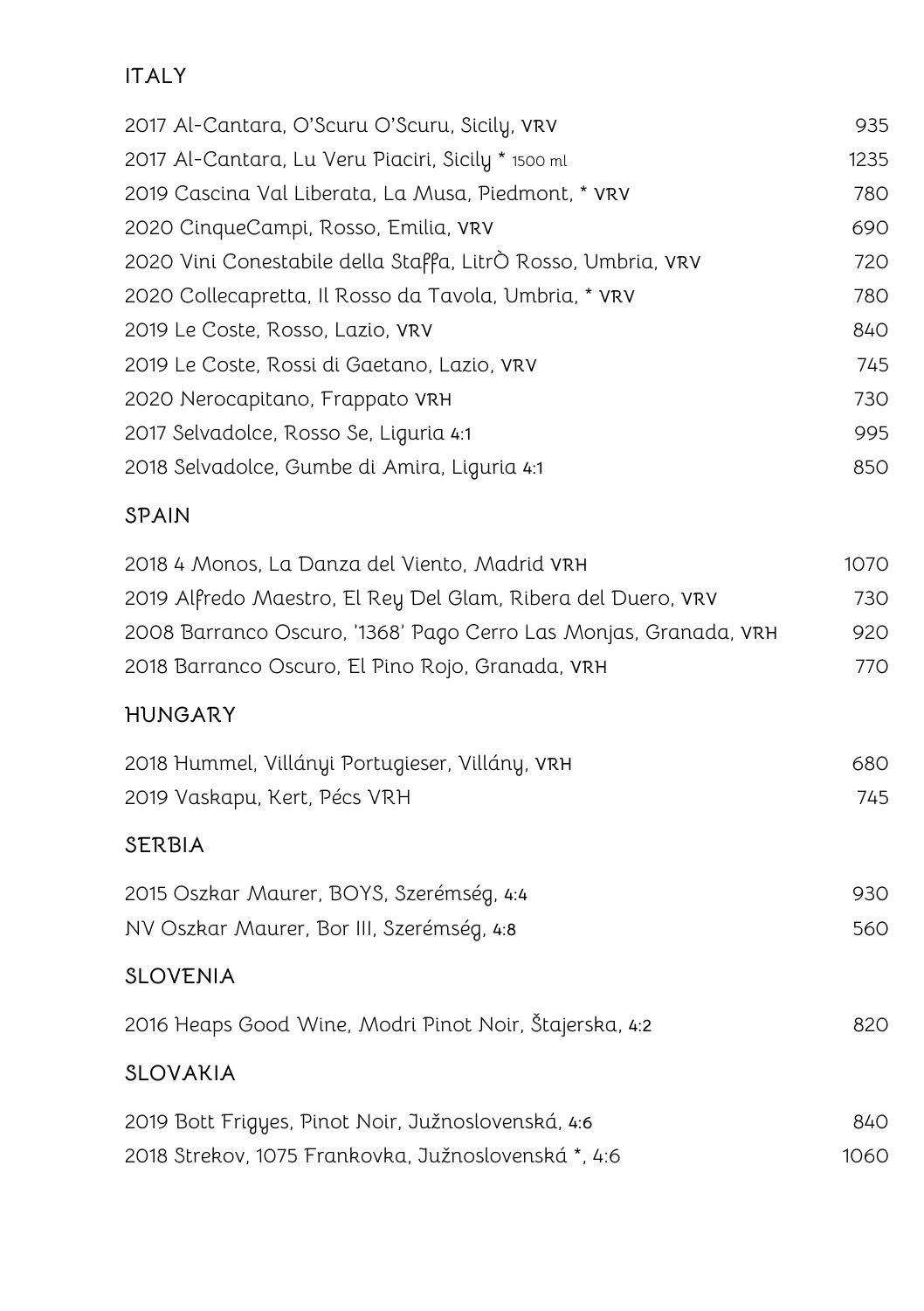## ITALY

| | |
|---|---|
| 2017 Al-Cantara, O'Scuru O'Scuru, Sicily, VRV | 935 |
| 2017 Al-Cantara, Lu Veru Piaciri, Sicily * 1500 ml | 1235 |
| 2019 Cascina Val Liberata, La Musa, Piedmont, * VRV | 780 |
| 2020 CinqueCampi, Rosso, Emilia, VRV | 690 |
| 2020 Vini Conestabile della Staffa, LitrÒ Rosso, Umbria, VRV | 720 |
| 2020 Collecapretta, Il Rosso da Tavola, Umbria, * VRV | 780 |
| 2019 Le Coste, Rosso, Lazio, VRV | 840 |
| 2019 Le Coste, Rossi di Gaetano, Lazio, VRV | 745 |
| 2020 Nerocapitano, Frappato VRH | 730 |
| 2017 Selvadolce, Rosso Se, Liguria 4:1 | 995 |
| 2018 Selvadolce, Gumbe di Amira, Liguria 4:1 | 850 |

## SPAIN

| | |
|---|---|
| 2018 4 Monos, La Danza del Viento, Madrid VRH | 1070 |
| 2019 Alfredo Maestro, El Rey Del Glam, Ribera del Duero, VRV | 730 |
| 2008 Barranco Oscuro, '1368' Pago Cerro Las Monjas, Granada, VRH | 920 |
| 2018 Barranco Oscuro, El Pino Rojo, Granada, VRH | 770 |

## HUNGARY

| | |
|---|---|
| 2018 Hummel, Villányi Portugieser, Villány, VRH | 680 |
| 2019 Vaskapu, Kert, Pécs VRH | 745 |

## SERBIA

| | |
|---|---|
| 2015 Oszkar Maurer, BOYS, Szerémség, 4:4 | 930 |
| NV Oszkar Maurer, Bor III, Szerémség, 4:8 | 560 |

## SLOVENIA

| | |
|---|---|
| 2016 Heaps Good Wine, Modri Pinot Noir, Štajerska, 4:2 | 820 |

## SLOVAKIA

| | |
|---|---|
| 2019 Bott Frigyes, Pinot Noir, Južnoslovenská, 4:6 | 840 |
| 2018 Strekov, 1075 Frankovka, Južnoslovenská *, 4:6 | 1060 |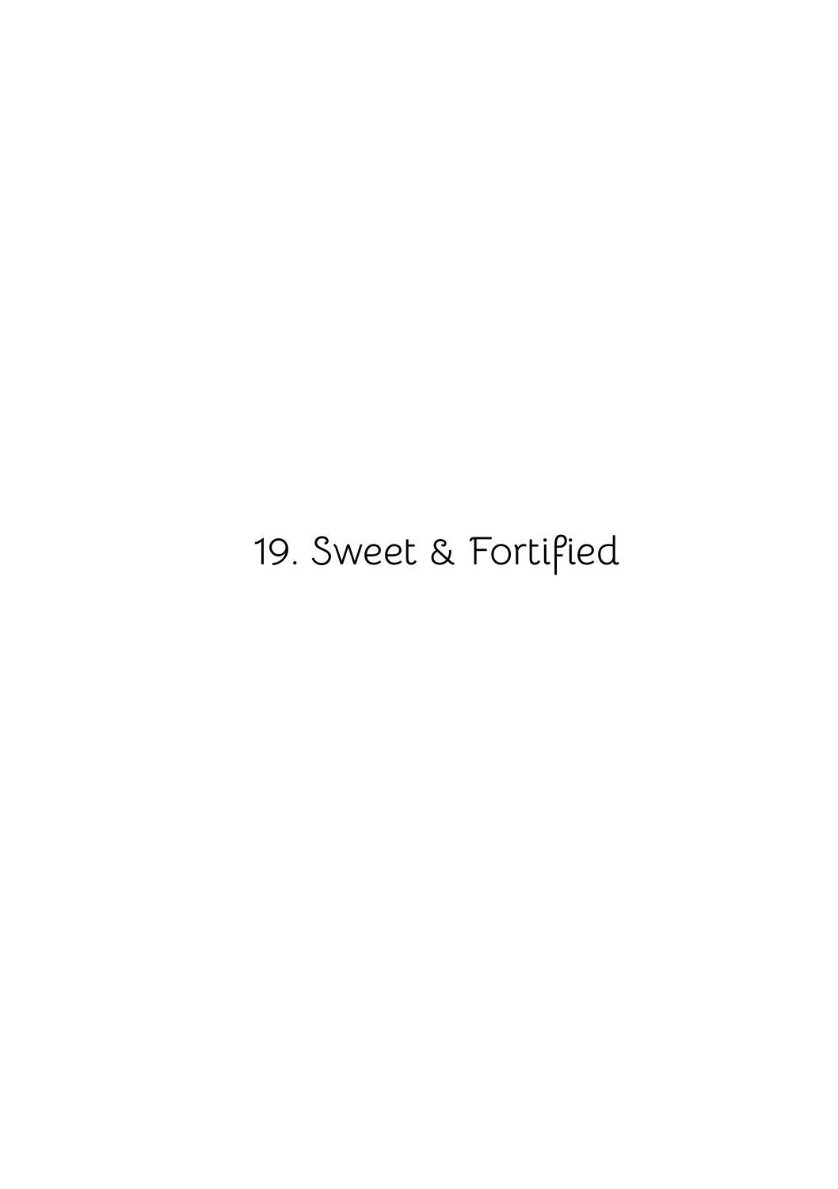# 19. Sweet & Fortified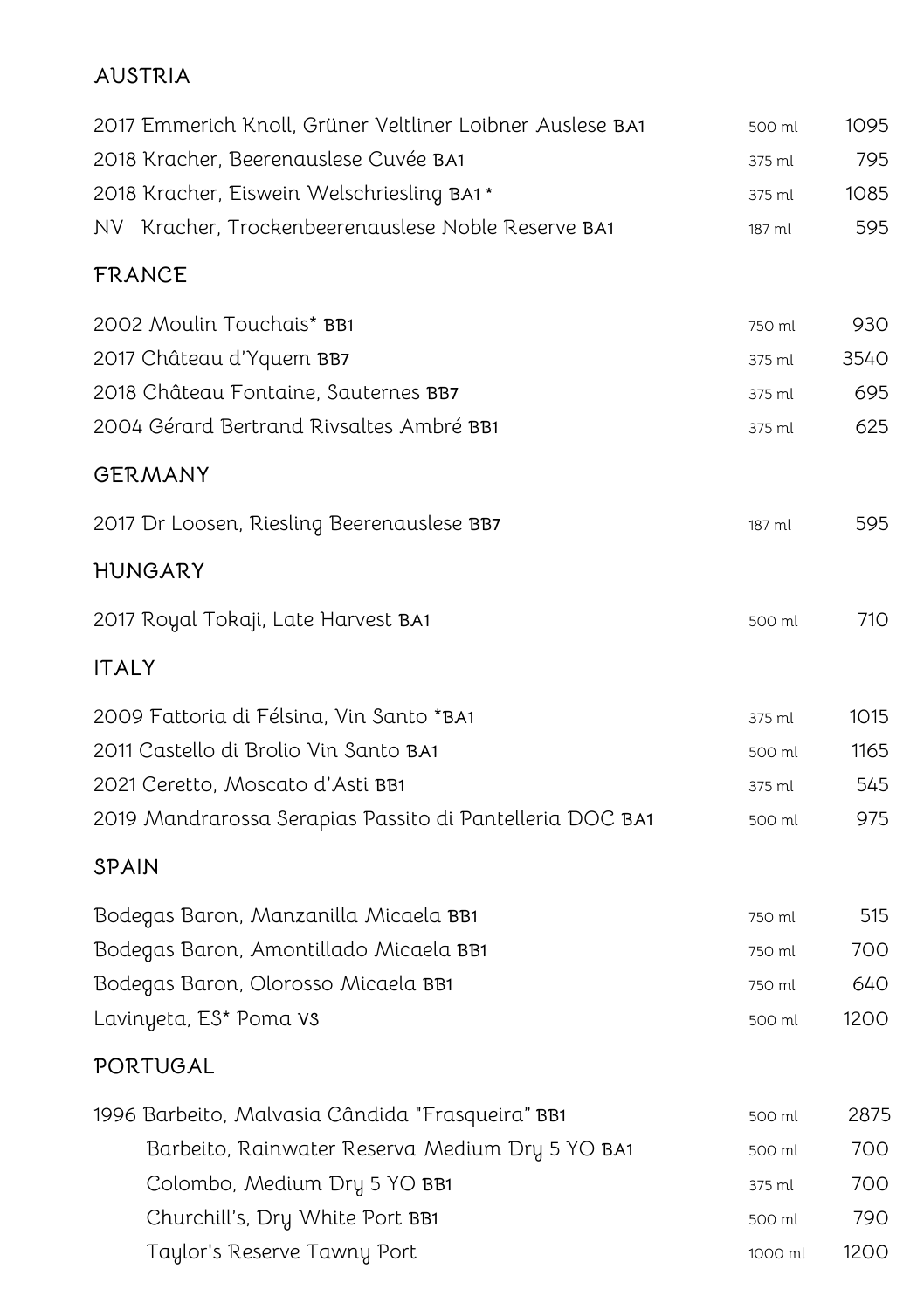## AUSTRIA

| | | |
|---|---|---|
| 2017 Emmerich Knoll, Grüner Veltliner Loibner Auslese BA1 | 500 ml | 1095 |
| 2018 Kracher, Beerenauslese Cuvée BA1 | 375 ml | 795 |
| 2018 Kracher, Eiswein Welschriesling BA1 * | 375 ml | 1085 |
| NV Kracher, Trockenbeerenauslese Noble Reserve BA1 | 187 ml | 595 |

## FRANCE

| | | |
|---|---|---|
| 2002 Moulin Touchais* BB1 | 750 ml | 930 |
| 2017 Château d'Yquem BB7 | 375 ml | 3540 |
| 2018 Château Fontaine, Sauternes BB7 | 375 ml | 695 |
| 2004 Gérard Bertrand Rivsaltes Ambré BB1 | 375 ml | 625 |

## GERMANY

| | | |
|---|---|---|
| 2017 Dr Loosen, Riesling Beerenauslese BB7 | 187 ml | 595 |

## HUNGARY

| | | |
|---|---|---|
| 2017 Royal Tokaji, Late Harvest BA1 | 500 ml | 710 |

## ITALY

| | | |
|---|---|---|
| 2009 Fattoria di Félsina, Vin Santo *BA1 | 375 ml | 1015 |
| 2011 Castello di Brolio Vin Santo BA1 | 500 ml | 1165 |
| 2021 Ceretto, Moscato d'Asti BB1 | 375 ml | 545 |
| 2019 Mandrarossa Serapias Passito di Pantelleria DOC BA1 | 500 ml | 975 |

## SPAIN

| | | |
|---|---|---|
| Bodegas Baron, Manzanilla Micaela BB1 | 750 ml | 515 |
| Bodegas Baron, Amontillado Micaela BB1 | 750 ml | 700 |
| Bodegas Baron, Olorosso Micaela BB1 | 750 ml | 640 |
| Lavinyeta, ES* Poma VS | 500 ml | 1200 |

## PORTUGAL

| | | |
|---|---|---|
| 1996 Barbeito, Malvasia Cândida "Frasqueira" BB1 | 500 ml | 2875 |
| Barbeito, Rainwater Reserva Medium Dry 5 YO BA1 | 500 ml | 700 |
| Colombo, Medium Dry 5 YO BB1 | 375 ml | 700 |
| Churchill's, Dry White Port BB1 | 500 ml | 790 |
| Taylor's Reserve Tawny Port | 1000 ml | 1200 |